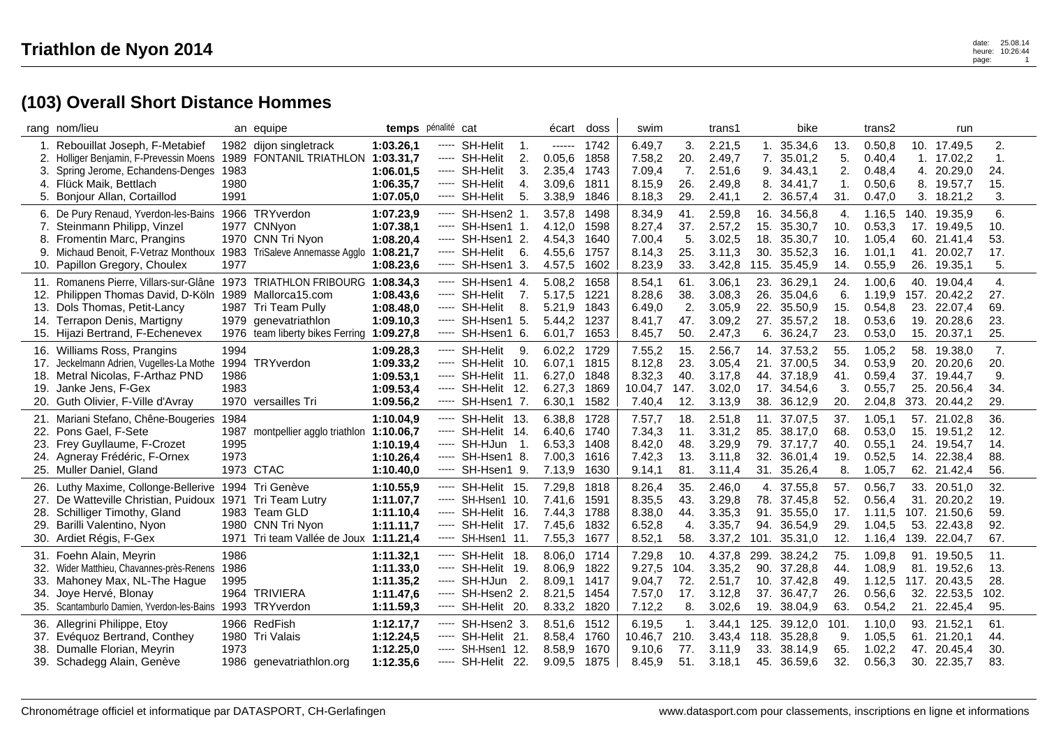# Triathlon de Nyon 2014

## (103) Overall Short Distance Hommes

| rang | nom/lieu | an | equipe | temps | pénalité | cat | | écart | doss | swim | | trans1 | | bike | | trans2 | | run | |
|---|---|---|---|---|---|---|---|---|---|---|---|---|---|---|---|---|---|---|---|
| 1. | Rebouillat Joseph, F-Metabief | 1982 | dijon singletrack | **1:03.26,1** | ----- | SH-Helit | 1. | ------ | 1742 | 6.49,7 | 3. | 2.21,5 | 1. | 35.34,6 | 13. | 0.50,8 | 10. | 17.49,5 | 2. |
| 2. | Holliger Benjamin, F-Prevessin Moens | 1989 | FONTANIL TRIATHLON | **1:03.31,7** | ----- | SH-Helit | 2. | 0.05,6 | 1858 | 7.58,2 | 20. | 2.49,7 | 7. | 35.01,2 | 5. | 0.40,4 | 1. | 17.02,2 | 1. |
| 3. | Spring Jerome, Echandens-Denges | 1983 | | **1:06.01,5** | ----- | SH-Helit | 3. | 2.35,4 | 1743 | 7.09,4 | 7. | 2.51,6 | 9. | 34.43,1 | 2. | 0.48,4 | 4. | 20.29,0 | 24. |
| 4. | Flück Maik, Bettlach | 1980 | | **1:06.35,7** | ----- | SH-Helit | 4. | 3.09,6 | 1811 | 8.15,9 | 26. | 2.49,8 | 8. | 34.41,7 | 1. | 0.50,6 | 8. | 19.57,7 | 15. |
| 5. | Bonjour Allan, Cortaillod | 1991 | | **1:07.05,0** | ----- | SH-Helit | 5. | 3.38,9 | 1846 | 8.18,3 | 29. | 2.41,1 | 2. | 36.57,4 | 31. | 0.47,0 | 3. | 18.21,2 | 3. |
| 6. | De Pury Renaud, Yverdon-les-Bains | 1966 | TRYverdon | **1:07.23,9** | ----- | SH-Hsen2 | 1. | 3.57,8 | 1498 | 8.34,9 | 41. | 2.59,8 | 16. | 34.56,8 | 4. | 1.16,5 | 140. | 19.35,9 | 6. |
| 7. | Steinmann Philipp, Vinzel | 1977 | CNNyon | **1:07.38,1** | ----- | SH-Hsen1 | 1. | 4.12,0 | 1598 | 8.27,4 | 37. | 2.57,2 | 15. | 35.30,7 | 10. | 0.53,3 | 17. | 19.49,5 | 10. |
| 8. | Fromentin Marc, Prangins | 1970 | CNN Tri Nyon | **1:08.20,4** | ----- | SH-Hsen1 | 2. | 4.54,3 | 1640 | 7.00,4 | 5. | 3.02,5 | 18. | 35.30,7 | 10. | 1.05,4 | 60. | 21.41,4 | 53. |
| 9. | Michaud Benoit, F-Vetraz Monthoux | 1983 | TriSaleve Annemasse Agglo | **1:08.21,7** | ----- | SH-Helit | 6. | 4.55,6 | 1757 | 8.14,3 | 25. | 3.11,3 | 30. | 35.52,3 | 16. | 1.01,1 | 41. | 20.02,7 | 17. |
| 10. | Papillon Gregory, Choulex | 1977 | | **1:08.23,6** | ----- | SH-Hsen1 | 3. | 4.57,5 | 1602 | 8.23,9 | 33. | 3.42,8 | 115. | 35.45,9 | 14. | 0.55,9 | 26. | 19.35,1 | 5. |
| 11. | Romanens Pierre, Villars-sur-Glâne | 1973 | TRIATHLON FRIBOURG | **1:08.34,3** | ----- | SH-Hsen1 | 4. | 5.08,2 | 1658 | 8.54,1 | 61. | 3.06,1 | 23. | 36.29,1 | 24. | 1.00,6 | 40. | 19.04,4 | 4. |
| 12. | Philippen Thomas David, D-Köln | 1989 | Mallorca15.com | **1:08.43,6** | ----- | SH-Helit | 7. | 5.17,5 | 1221 | 8.28,6 | 38. | 3.08,3 | 26. | 35.04,6 | 6. | 1.19,9 | 157. | 20.42,2 | 27. |
| 13. | Dols Thomas, Petit-Lancy | 1987 | Tri Team Pully | **1:08.48,0** | ----- | SH-Helit | 8. | 5.21,9 | 1843 | 6.49,0 | 2. | 3.05,9 | 22. | 35.50,9 | 15. | 0.54,8 | 23. | 22.07,4 | 69. |
| 14. | Terrapon Denis, Martigny | 1979 | genevatriathlon | **1:09.10,3** | ----- | SH-Hsen1 | 5. | 5.44,2 | 1237 | 8.41,7 | 47. | 3.09,2 | 27. | 35.57,2 | 18. | 0.53,6 | 19. | 20.28,6 | 23. |
| 15. | Hijazi Bertrand, F-Echenevex | 1976 | team liberty bikes Ferring | **1:09.27,8** | ----- | SH-Hsen1 | 6. | 6.01,7 | 1653 | 8.45,7 | 50. | 2.47,3 | 6. | 36.24,7 | 23. | 0.53,0 | 15. | 20.37,1 | 25. |
| 16. | Williams Ross, Prangins | 1994 | | **1:09.28,3** | ----- | SH-Helit | 9. | 6.02,2 | 1729 | 7.55,2 | 15. | 2.56,7 | 14. | 37.53,2 | 55. | 1.05,2 | 58. | 19.38,0 | 7. |
| 17. | Jeckelmann Adrien, Vugelles-La Mothe | 1994 | TRYverdon | **1:09.33,2** | ----- | SH-Helit | 10. | 6.07,1 | 1815 | 8.12,8 | 23. | 3.05,4 | 21. | 37.00,5 | 34. | 0.53,9 | 20. | 20.20,6 | 20. |
| 18. | Metral Nicolas, F-Arthaz PND | 1986 | | **1:09.53,1** | ----- | SH-Helit | 11. | 6.27,0 | 1848 | 8.32,3 | 40. | 3.17,8 | 44. | 37.18,9 | 41. | 0.59,4 | 37. | 19.44,7 | 9. |
| 19. | Janke Jens, F-Gex | 1983 | | **1:09.53,4** | ----- | SH-Helit | 12. | 6.27,3 | 1869 | 10.04,7 | 147. | 3.02,0 | 17. | 34.54,6 | 3. | 0.55,7 | 25. | 20.56,4 | 34. |
| 20. | Guth Olivier, F-Ville d'Avray | 1970 | versailles Tri | **1:09.56,2** | ----- | SH-Hsen1 | 7. | 6.30,1 | 1582 | 7.40,4 | 12. | 3.13,9 | 38. | 36.12,9 | 20. | 2.04,8 | 373. | 20.44,2 | 29. |
| 21. | Mariani Stefano, Chêne-Bougeries | 1984 | | **1:10.04,9** | ----- | SH-Helit | 13. | 6.38,8 | 1728 | 7.57,7 | 18. | 2.51,8 | 11. | 37.07,5 | 37. | 1.05,1 | 57. | 21.02,8 | 36. |
| 22. | Pons Gael, F-Sete | 1987 | montpellier agglo triathlon | **1:10.06,7** | ----- | SH-Helit | 14. | 6.40,6 | 1740 | 7.34,3 | 11. | 3.31,2 | 85. | 38.17,0 | 68. | 0.53,0 | 15. | 19.51,2 | 12. |
| 23. | Frey Guyllaume, F-Crozet | 1995 | | **1:10.19,4** | ----- | SH-HJun | 1. | 6.53,3 | 1408 | 8.42,0 | 48. | 3.29,9 | 79. | 37.17,7 | 40. | 0.55,1 | 24. | 19.54,7 | 14. |
| 24. | Agneray Frédéric, F-Ornex | 1973 | | **1:10.26,4** | ----- | SH-Hsen1 | 8. | 7.00,3 | 1616 | 7.42,3 | 13. | 3.11,8 | 32. | 36.01,4 | 19. | 0.52,5 | 14. | 22.38,4 | 88. |
| 25. | Muller Daniel, Gland | 1973 | CTAC | **1:10.40,0** | ----- | SH-Hsen1 | 9. | 7.13,9 | 1630 | 9.14,1 | 81. | 3.11,4 | 31. | 35.26,4 | 8. | 1.05,7 | 62. | 21.42,4 | 56. |
| 26. | Luthy Maxime, Collonge-Bellerive | 1994 | Tri Genève | **1:10.55,9** | ----- | SH-Helit | 15. | 7.29,8 | 1818 | 8.26,4 | 35. | 2.46,0 | 4. | 37.55,8 | 57. | 0.56,7 | 33. | 20.51,0 | 32. |
| 27. | De Watteville Christian, Puidoux | 1971 | Tri Team Lutry | **1:11.07,7** | ----- | SH-Hsen1 | 10. | 7.41,6 | 1591 | 8.35,5 | 43. | 3.29,8 | 78. | 37.45,8 | 52. | 0.56,4 | 31. | 20.20,2 | 19. |
| 28. | Schilliger Timothy, Gland | 1983 | Team GLD | **1:11.10,4** | ----- | SH-Helit | 16. | 7.44,3 | 1788 | 8.38,0 | 44. | 3.35,3 | 91. | 35.55,0 | 17. | 1.11,5 | 107. | 21.50,6 | 59. |
| 29. | Barilli Valentino, Nyon | 1980 | CNN Tri Nyon | **1:11.11,7** | ----- | SH-Helit | 17. | 7.45,6 | 1832 | 6.52,8 | 4. | 3.35,7 | 94. | 36.54,9 | 29. | 1.04,5 | 53. | 22.43,8 | 92. |
| 30. | Ardiet Régis, F-Gex | 1971 | Tri team Vallée de Joux | **1:11.21,4** | ----- | SH-Hsen1 | 11. | 7.55,3 | 1677 | 8.52,1 | 58. | 3.37,2 | 101. | 35.31,0 | 12. | 1.16,4 | 139. | 22.04,7 | 67. |
| 31. | Foehn Alain, Meyrin | 1986 | | **1:11.32,1** | ----- | SH-Helit | 18. | 8.06,0 | 1714 | 7.29,8 | 10. | 4.37,8 | 299. | 38.24,2 | 75. | 1.09,8 | 91. | 19.50,5 | 11. |
| 32. | Wider Matthieu, Chavannes-près-Renens | 1986 | | **1:11.33,0** | ----- | SH-Helit | 19. | 8.06,9 | 1822 | 9.27,5 | 104. | 3.35,2 | 90. | 37.28,8 | 44. | 1.08,9 | 81. | 19.52,6 | 13. |
| 33. | Mahoney Max, NL-The Hague | 1995 | | **1:11.35,2** | ----- | SH-HJun | 2. | 8.09,1 | 1417 | 9.04,7 | 72. | 2.51,7 | 10. | 37.42,8 | 49. | 1.12,5 | 117. | 20.43,5 | 28. |
| 34. | Joye Hervé, Blonay | 1964 | TRIVIERA | **1:11.47,6** | ----- | SH-Hsen2 | 2. | 8.21,5 | 1454 | 7.57,0 | 17. | 3.12,8 | 37. | 36.47,7 | 26. | 0.56,6 | 32. | 22.53,5 | 102. |
| 35. | Scantamburlo Damien, Yverdon-les-Bains | 1993 | TRYverdon | **1:11.59,3** | ----- | SH-Helit | 20. | 8.33,2 | 1820 | 7.12,2 | 8. | 3.02,6 | 19. | 38.04,9 | 63. | 0.54,2 | 21. | 22.45,4 | 95. |
| 36. | Allegrini Philippe, Etoy | 1966 | RedFish | **1:12.17,7** | ----- | SH-Hsen2 | 3. | 8.51,6 | 1512 | 6.19,5 | 1. | 3.44,1 | 125. | 39.12,0 | 101. | 1.10,0 | 93. | 21.52,1 | 61. |
| 37. | Evéquoz Bertrand, Conthey | 1980 | Tri Valais | **1:12.24,5** | ----- | SH-Helit | 21. | 8.58,4 | 1760 | 10.46,7 | 210. | 3.43,4 | 118. | 35.28,8 | 9. | 1.05,5 | 61. | 21.20,1 | 44. |
| 38. | Dumalle Florian, Meyrin | 1973 | | **1:12.25,0** | ----- | SH-Hsen1 | 12. | 8.58,9 | 1670 | 9.10,6 | 77. | 3.11,9 | 33. | 38.14,9 | 65. | 1.02,2 | 47. | 20.45,4 | 30. |
| 39. | Schadegg Alain, Genève | 1986 | genevatriathlon.org | **1:12.35,6** | ----- | SH-Helit | 22. | 9.09,5 | 1875 | 8.45,9 | 51. | 3.18,1 | 45. | 36.59,6 | 32. | 0.56,3 | 30. | 22.35,7 | 83. |

Chronométrage officiel et informatique par DATASPORT, CH-Gerlafingen — www.datasport.com pour classements, inscriptions en ligne et informations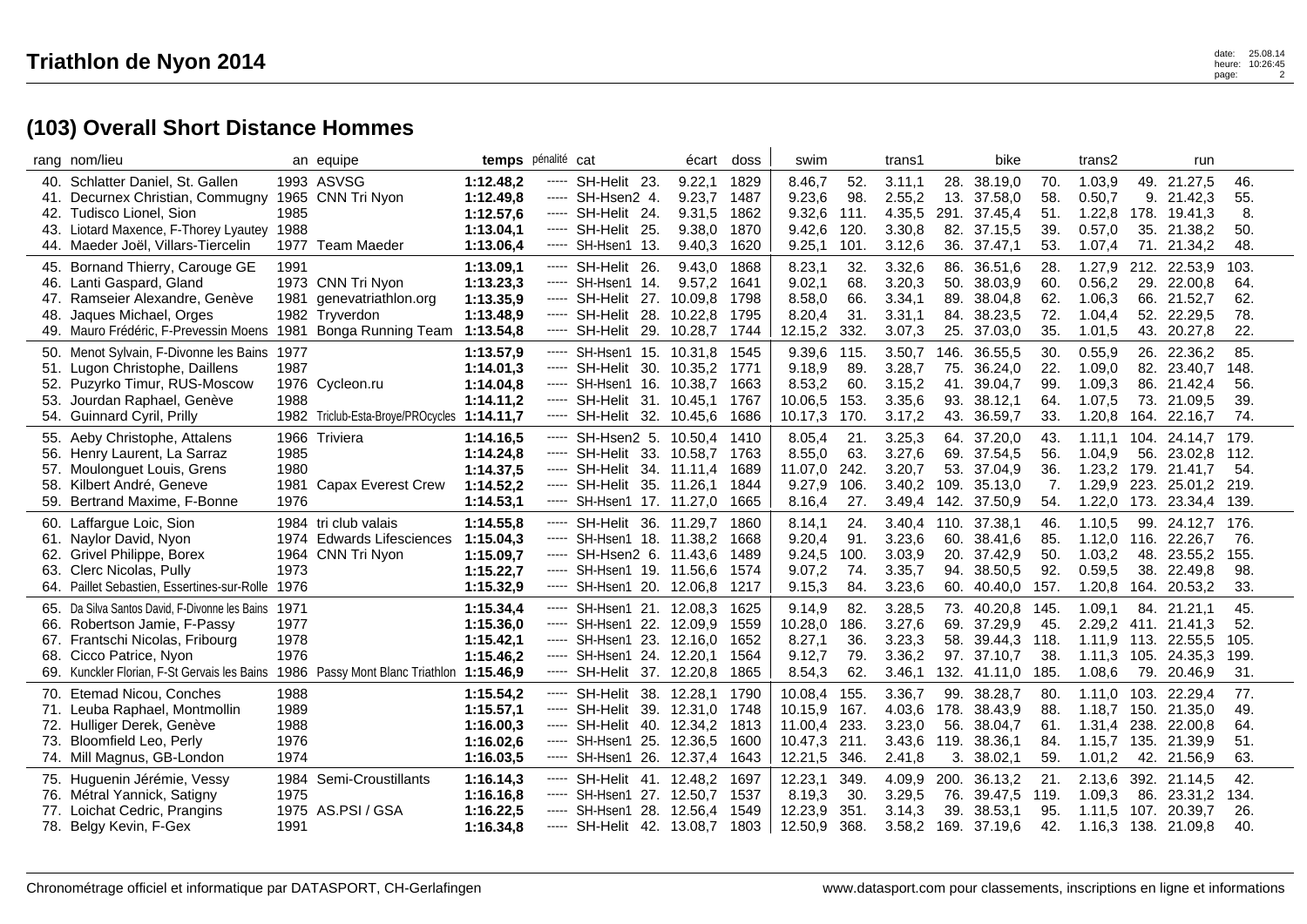# Triathlon de Nyon 2014

## (103) Overall Short Distance Hommes

| rang | nom/lieu | an | equipe | temps | pénalité | cat | | écart | doss | swim | | trans1 | | bike | | trans2 | | run | |
|---|---|---|---|---|---|---|---|---|---|---|---|---|---|---|---|---|---|---|---|
| 40. | Schlatter Daniel, St. Gallen | 1993 | ASVSG | 1:12.48,2 | ----- | SH-Helit | 23. | 9.22,1 | 1829 | 8.46,7 | 52. | 3.11,1 | 28. | 38.19,0 | 70. | 1.03,9 | 49. | 21.27,5 | 46. |
| 41. | Decurnex Christian, Commugny | 1965 | CNN Tri Nyon | 1:12.49,8 | ----- | SH-Hsen2 | 4. | 9.23,7 | 1487 | 9.23,6 | 98. | 2.55,2 | 13. | 37.58,0 | 58. | 0.50,7 | 9. | 21.42,3 | 55. |
| 42. | Tudisco Lionel, Sion | 1985 | | 1:12.57,6 | ----- | SH-Helit | 24. | 9.31,5 | 1862 | 9.32,6 | 111. | 4.35,5 | 291. | 37.45,4 | 51. | 1.22,8 | 178. | 19.41,3 | 8. |
| 43. | Liotard Maxence, F-Thorey Lyautey | 1988 | | 1:13.04,1 | ----- | SH-Helit | 25. | 9.38,0 | 1870 | 9.42,6 | 120. | 3.30,8 | 82. | 37.15,5 | 39. | 0.57,0 | 35. | 21.38,2 | 50. |
| 44. | Maeder Joël, Villars-Tiercelin | 1977 | Team Maeder | 1:13.06,4 | ----- | SH-Hsen1 | 13. | 9.40,3 | 1620 | 9.25,1 | 101. | 3.12,6 | 36. | 37.47,1 | 53. | 1.07,4 | 71. | 21.34,2 | 48. |
| 45. | Bornand Thierry, Carouge GE | 1991 | | 1:13.09,1 | ----- | SH-Helit | 26. | 9.43,0 | 1868 | 8.23,1 | 32. | 3.32,6 | 86. | 36.51,6 | 28. | 1.27,9 | 212. | 22.53,9 | 103. |
| 46. | Lanti Gaspard, Gland | 1973 | CNN Tri Nyon | 1:13.23,3 | ----- | SH-Hsen1 | 14. | 9.57,2 | 1641 | 9.02,1 | 68. | 3.20,3 | 50. | 38.03,9 | 60. | 0.56,2 | 29. | 22.00,8 | 64. |
| 47. | Ramseier Alexandre, Genève | 1981 | genevatriathlon.org | 1:13.35,9 | ----- | SH-Helit | 27. | 10.09,8 | 1798 | 8.58,0 | 66. | 3.34,1 | 89. | 38.04,8 | 62. | 1.06,3 | 66. | 21.52,7 | 62. |
| 48. | Jaques Michael, Orges | 1982 | Tryverdon | 1:13.48,9 | ----- | SH-Helit | 28. | 10.22,8 | 1795 | 8.20,4 | 31. | 3.31,1 | 84. | 38.23,5 | 72. | 1.04,4 | 52. | 22.29,5 | 78. |
| 49. | Mauro Frédéric, F-Prevessin Moens | 1981 | Bonga Running Team | 1:13.54,8 | ----- | SH-Helit | 29. | 10.28,7 | 1744 | 12.15,2 | 332. | 3.07,3 | 25. | 37.03,0 | 35. | 1.01,5 | 43. | 20.27,8 | 22. |
| 50. | Menot Sylvain, F-Divonne les Bains | 1977 | | 1:13.57,9 | ----- | SH-Hsen1 | 15. | 10.31,8 | 1545 | 9.39,6 | 115. | 3.50,7 | 146. | 36.55,5 | 30. | 0.55,9 | 26. | 22.36,2 | 85. |
| 51. | Lugon Christophe, Daillens | 1987 | | 1:14.01,3 | ----- | SH-Helit | 30. | 10.35,2 | 1771 | 9.18,9 | 89. | 3.28,7 | 75. | 36.24,0 | 22. | 1.09,0 | 82. | 23.40,7 | 148. |
| 52. | Puzyrko Timur, RUS-Moscow | 1976 | Cycleon.ru | 1:14.04,8 | ----- | SH-Hsen1 | 16. | 10.38,7 | 1663 | 8.53,2 | 60. | 3.15,2 | 41. | 39.04,7 | 99. | 1.09,3 | 86. | 21.42,4 | 56. |
| 53. | Jourdan Raphael, Genève | 1988 | | 1:14.11,2 | ----- | SH-Helit | 31. | 10.45,1 | 1767 | 10.06,5 | 153. | 3.35,6 | 93. | 38.12,1 | 64. | 1.07,5 | 73. | 21.09,5 | 39. |
| 54. | Guinnard Cyril, Prilly | 1982 | Triclub-Esta-Broye/PROcycles | 1:14.11,7 | ----- | SH-Helit | 32. | 10.45,6 | 1686 | 10.17,3 | 170. | 3.17,2 | 43. | 36.59,7 | 33. | 1.20,8 | 164. | 22.16,7 | 74. |
| 55. | Aeby Christophe, Attalens | 1966 | Triviera | 1:14.16,5 | ----- | SH-Hsen2 | 5. | 10.50,4 | 1410 | 8.05,4 | 21. | 3.25,3 | 64. | 37.20,0 | 43. | 1.11,1 | 104. | 24.14,7 | 179. |
| 56. | Henry Laurent, La Sarraz | 1985 | | 1:14.24,8 | ----- | SH-Helit | 33. | 10.58,7 | 1763 | 8.55,0 | 63. | 3.27,6 | 69. | 37.54,5 | 56. | 1.04,9 | 56. | 23.02,8 | 112. |
| 57. | Moulonguet Louis, Grens | 1980 | | 1:14.37,5 | ----- | SH-Helit | 34. | 11.11,4 | 1689 | 11.07,0 | 242. | 3.20,7 | 53. | 37.04,9 | 36. | 1.23,2 | 179. | 21.41,7 | 54. |
| 58. | Kilbert André, Geneve | 1981 | Capax Everest Crew | 1:14.52,2 | ----- | SH-Helit | 35. | 11.26,1 | 1844 | 9.27,9 | 106. | 3.40,2 | 109. | 35.13,0 | 7. | 1.29,9 | 223. | 25.01,2 | 219. |
| 59. | Bertrand Maxime, F-Bonne | 1976 | | 1:14.53,1 | ----- | SH-Hsen1 | 17. | 11.27,0 | 1665 | 8.16,4 | 27. | 3.49,4 | 142. | 37.50,9 | 54. | 1.22,0 | 173. | 23.34,4 | 139. |
| 60. | Laffargue Loic, Sion | 1984 | tri club valais | 1:14.55,8 | ----- | SH-Helit | 36. | 11.29,7 | 1860 | 8.14,1 | 24. | 3.40,4 | 110. | 37.38,1 | 46. | 1.10,5 | 99. | 24.12,7 | 176. |
| 61. | Naylor David, Nyon | 1974 | Edwards Lifesciences | 1:15.04,3 | ----- | SH-Hsen1 | 18. | 11.38,2 | 1668 | 9.20,4 | 91. | 3.23,6 | 60. | 38.41,6 | 85. | 1.12,0 | 116. | 22.26,7 | 76. |
| 62. | Grivel Philippe, Borex | 1964 | CNN Tri Nyon | 1:15.09,7 | ----- | SH-Hsen2 | 6. | 11.43,6 | 1489 | 9.24,5 | 100. | 3.03,9 | 20. | 37.42,9 | 50. | 1.03,2 | 48. | 23.55,2 | 155. |
| 63. | Clerc Nicolas, Pully | 1973 | | 1:15.22,7 | ----- | SH-Hsen1 | 19. | 11.56,6 | 1574 | 9.07,2 | 74. | 3.35,7 | 94. | 38.50,5 | 92. | 0.59,5 | 38. | 22.49,8 | 98. |
| 64. | Paillet Sebastien, Essertines-sur-Rolle | 1976 | | 1:15.32,9 | ----- | SH-Hsen1 | 20. | 12.06,8 | 1217 | 9.15,3 | 84. | 3.23,6 | 60. | 40.40,0 | 157. | 1.20,8 | 164. | 20.53,2 | 33. |
| 65. | Da Silva Santos David, F-Divonne les Bains | 1971 | | 1:15.34,4 | ----- | SH-Hsen1 | 21. | 12.08,3 | 1625 | 9.14,9 | 82. | 3.28,5 | 73. | 40.20,8 | 145. | 1.09,1 | 84. | 21.21,1 | 45. |
| 66. | Robertson Jamie, F-Passy | 1977 | | 1:15.36,0 | ----- | SH-Hsen1 | 22. | 12.09,9 | 1559 | 10.28,0 | 186. | 3.27,6 | 69. | 37.29,9 | 45. | 2.29,2 | 411. | 21.41,3 | 52. |
| 67. | Frantschi Nicolas, Fribourg | 1978 | | 1:15.42,1 | ----- | SH-Hsen1 | 23. | 12.16,0 | 1652 | 8.27,1 | 36. | 3.23,3 | 58. | 39.44,3 | 118. | 1.11,9 | 113. | 22.55,5 | 105. |
| 68. | Cicco Patrice, Nyon | 1976 | | 1:15.46,2 | ----- | SH-Hsen1 | 24. | 12.20,1 | 1564 | 9.12,7 | 79. | 3.36,2 | 97. | 37.10,7 | 38. | 1.11,3 | 105. | 24.35,3 | 199. |
| 69. | Kunckler Florian, F-St Gervais les Bains | 1986 | Passy Mont Blanc Triathlon | 1:15.46,9 | ----- | SH-Helit | 37. | 12.20,8 | 1865 | 8.54,3 | 62. | 3.46,1 | 132. | 41.11,0 | 185. | 1.08,6 | 79. | 20.46,9 | 31. |
| 70. | Etemad Nicou, Conches | 1988 | | 1:15.54,2 | ----- | SH-Helit | 38. | 12.28,1 | 1790 | 10.08,4 | 155. | 3.36,7 | 99. | 38.28,7 | 80. | 1.11,0 | 103. | 22.29,4 | 77. |
| 71. | Leuba Raphael, Montmollin | 1989 | | 1:15.57,1 | ----- | SH-Helit | 39. | 12.31,0 | 1748 | 10.15,9 | 167. | 4.03,6 | 178. | 38.43,9 | 88. | 1.18,7 | 150. | 21.35,0 | 49. |
| 72. | Hulliger Derek, Genève | 1988 | | 1:16.00,3 | ----- | SH-Helit | 40. | 12.34,2 | 1813 | 11.00,4 | 233. | 3.23,0 | 56. | 38.04,7 | 61. | 1.31,4 | 238. | 22.00,8 | 64. |
| 73. | Bloomfield Leo, Perly | 1976 | | 1:16.02,6 | ----- | SH-Hsen1 | 25. | 12.36,5 | 1600 | 10.47,3 | 211. | 3.43,6 | 119. | 38.36,1 | 84. | 1.15,7 | 135. | 21.39,9 | 51. |
| 74. | Mill Magnus, GB-London | 1974 | | 1:16.03,5 | ----- | SH-Hsen1 | 26. | 12.37,4 | 1643 | 12.21,5 | 346. | 2.41,8 | 3. | 38.02,1 | 59. | 1.01,2 | 42. | 21.56,9 | 63. |
| 75. | Huguenin Jérémie, Vessy | 1984 | Semi-Croustillants | 1:16.14,3 | ----- | SH-Helit | 41. | 12.48,2 | 1697 | 12.23,1 | 349. | 4.09,9 | 200. | 36.13,2 | 21. | 2.13,6 | 392. | 21.14,5 | 42. |
| 76. | Métral Yannick, Satigny | 1975 | | 1:16.16,8 | ----- | SH-Hsen1 | 27. | 12.50,7 | 1537 | 8.19,3 | 30. | 3.29,5 | 76. | 39.47,5 | 119. | 1.09,3 | 86. | 23.31,2 | 134. |
| 77. | Loichat Cedric, Prangins | 1975 | AS.PSI / GSA | 1:16.22,5 | ----- | SH-Hsen1 | 28. | 12.56,4 | 1549 | 12.23,9 | 351. | 3.14,3 | 39. | 38.53,1 | 95. | 1.11,5 | 107. | 20.39,7 | 26. |
| 78. | Belgy Kevin, F-Gex | 1991 | | 1:16.34,8 | ----- | SH-Helit | 42. | 13.08,7 | 1803 | 12.50,9 | 368. | 3.58,2 | 169. | 37.19,6 | 42. | 1.16,3 | 138. | 21.09,8 | 40. |

Chronométrage officiel et informatique par DATASPORT, CH-Gerlafingen — www.datasport.com pour classements, inscriptions en ligne et informations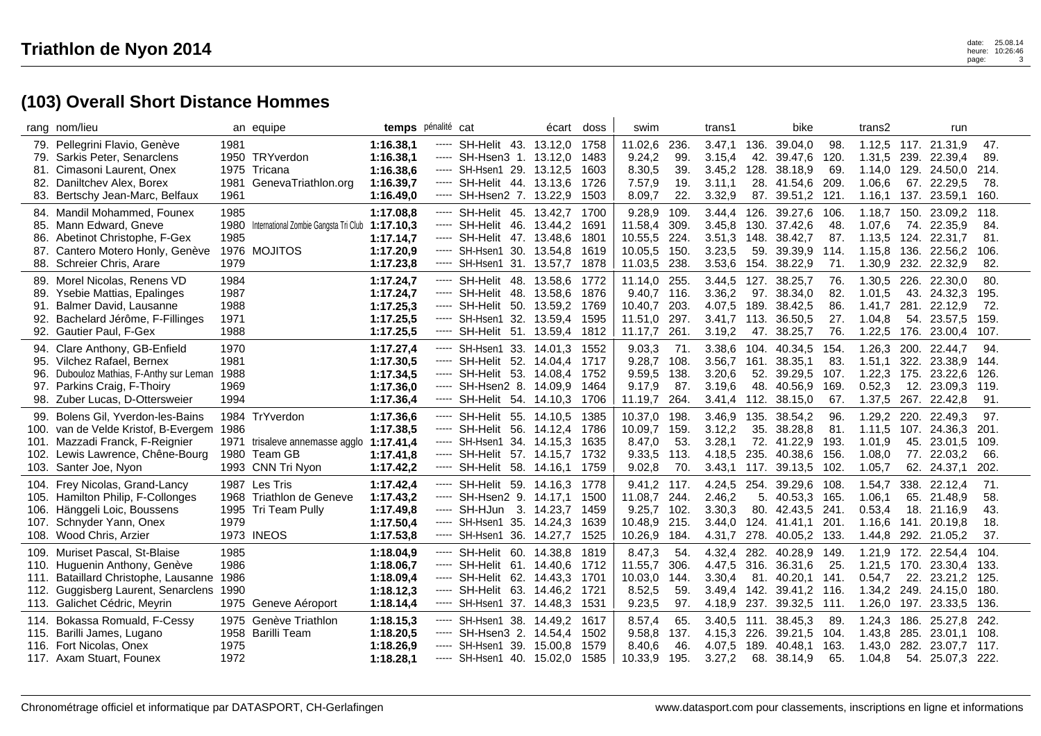# Triathlon de Nyon 2014

## (103) Overall Short Distance Hommes

| rang | nom/lieu | an | equipe | temps | pénalité | cat | écart | doss | swim | | trans1 | | bike | | trans2 | | run | |
|---|---|---|---|---|---|---|---|---|---|---|---|---|---|---|---|---|---|---|
| 79. | Pellegrini Flavio, Genève | 1981 | | **1:16.38,1** | ----- | SH-Helit 43. | 13.12,0 | 1758 | 11.02,6 | 236. | 3.47,1 | 136. | 39.04,0 | 98. | 1.12,5 | 117. | 21.31,9 | 47. |
| 79. | Sarkis Peter, Senarclens | 1950 | TRYverdon | **1:16.38,1** | ----- | SH-Hsen3 1. | 13.12,0 | 1483 | 9.24,2 | 99. | 3.15,4 | 42. | 39.47,6 | 120. | 1.31,5 | 239. | 22.39,4 | 89. |
| 81. | Cimasoni Laurent, Onex | 1975 | Tricana | **1:16.38,6** | ----- | SH-Hsen1 29. | 13.12,5 | 1603 | 8.30,5 | 39. | 3.45,2 | 128. | 38.18,9 | 69. | 1.14,0 | 129. | 24.50,0 | 214. |
| 82. | Daniltchev Alex, Borex | 1981 | GenevaTriathlon.org | **1:16.39,7** | ----- | SH-Helit 44. | 13.13,6 | 1726 | 7.57,9 | 19. | 3.11,1 | 28. | 41.54,6 | 209. | 1.06,6 | 67. | 22.29,5 | 78. |
| 83. | Bertschy Jean-Marc, Belfaux | 1961 | | **1:16.49,0** | ----- | SH-Hsen2 7. | 13.22,9 | 1503 | 8.09,7 | 22. | 3.32,9 | 87. | 39.51,2 | 121. | 1.16,1 | 137. | 23.59,1 | 160. |
| 84. | Mandil Mohammed, Founex | 1985 | | **1:17.08,8** | ----- | SH-Helit 45. | 13.42,7 | 1700 | 9.28,9 | 109. | 3.44,4 | 126. | 39.27,6 | 106. | 1.18,7 | 150. | 23.09,2 | 118. |
| 85. | Mann Edward, Gneve | 1980 | International Zombie Gangsta Tri Club | **1:17.10,3** | ----- | SH-Helit 46. | 13.44,2 | 1691 | 11.58,4 | 309. | 3.45,8 | 130. | 37.42,6 | 48. | 1.07,6 | 74. | 22.35,9 | 84. |
| 86. | Abetinot Christophe, F-Gex | 1985 | | **1:17.14,7** | ----- | SH-Helit 47. | 13.48,6 | 1801 | 10.55,5 | 224. | 3.51,3 | 148. | 38.42,7 | 87. | 1.13,5 | 124. | 22.31,7 | 81. |
| 87. | Cantero Motero Honly, Genève | 1976 | MOJITOS | **1:17.20,9** | ----- | SH-Hsen1 30. | 13.54,8 | 1619 | 10.05,5 | 150. | 3.23,5 | 59. | 39.39,9 | 114. | 1.15,8 | 136. | 22.56,2 | 106. |
| 88. | Schreier Chris, Arare | 1979 | | **1:17.23,8** | ----- | SH-Hsen1 31. | 13.57,7 | 1878 | 11.03,5 | 238. | 3.53,6 | 154. | 38.22,9 | 71. | 1.30,9 | 232. | 22.32,9 | 82. |
| 89. | Morel Nicolas, Renens VD | 1984 | | **1:17.24,7** | ----- | SH-Helit 48. | 13.58,6 | 1772 | 11.14,0 | 255. | 3.44,5 | 127. | 38.25,7 | 76. | 1.30,5 | 226. | 22.30,0 | 80. |
| 89. | Ysebie Mattias, Epalinges | 1987 | | **1:17.24,7** | ----- | SH-Helit 48. | 13.58,6 | 1876 | 9.40,7 | 116. | 3.36,2 | 97. | 38.34,0 | 82. | 1.01,5 | 43. | 24.32,3 | 195. |
| 91. | Balmer David, Lausanne | 1988 | | **1:17.25,3** | ----- | SH-Helit 50. | 13.59,2 | 1769 | 10.40,7 | 203. | 4.07,5 | 189. | 38.42,5 | 86. | 1.41,7 | 281. | 22.12,9 | 72. |
| 92. | Bachelard Jérôme, F-Fillinges | 1971 | | **1:17.25,5** | ----- | SH-Hsen1 32. | 13.59,4 | 1595 | 11.51,0 | 297. | 3.41,7 | 113. | 36.50,5 | 27. | 1.04,8 | 54. | 23.57,5 | 159. |
| 92. | Gautier Paul, F-Gex | 1988 | | **1:17.25,5** | ----- | SH-Helit 51. | 13.59,4 | 1812 | 11.17,7 | 261. | 3.19,2 | 47. | 38.25,7 | 76. | 1.22,5 | 176. | 23.00,4 | 107. |
| 94. | Clare Anthony, GB-Enfield | 1970 | | **1:17.27,4** | ----- | SH-Hsen1 33. | 14.01,3 | 1552 | 9.03,3 | 71. | 3.38,6 | 104. | 40.34,5 | 154. | 1.26,3 | 200. | 22.44,7 | 94. |
| 95. | Vilchez Rafael, Bernex | 1981 | | **1:17.30,5** | ----- | SH-Helit 52. | 14.04,4 | 1717 | 9.28,7 | 108. | 3.56,7 | 161. | 38.35,1 | 83. | 1.51,1 | 322. | 23.38,9 | 144. |
| 96. | Dubouloz Mathias, F-Anthy sur Leman | 1988 | | **1:17.34,5** | ----- | SH-Helit 53. | 14.08,4 | 1752 | 9.59,5 | 138. | 3.20,6 | 52. | 39.29,5 | 107. | 1.22,3 | 175. | 23.22,6 | 126. |
| 97. | Parkins Craig, F-Thoiry | 1969 | | **1:17.36,0** | ----- | SH-Hsen2 8. | 14.09,9 | 1464 | 9.17,9 | 87. | 3.19,6 | 48. | 40.56,9 | 169. | 0.52,3 | 12. | 23.09,3 | 119. |
| 98. | Zuber Lucas, D-Ottersweier | 1994 | | **1:17.36,4** | ----- | SH-Helit 54. | 14.10,3 | 1706 | 11.19,7 | 264. | 3.41,4 | 112. | 38.15,0 | 67. | 1.37,5 | 267. | 22.42,8 | 91. |
| 99. | Bolens Gil, Yverdon-les-Bains | 1984 | TrYverdon | **1:17.36,6** | ----- | SH-Helit 55. | 14.10,5 | 1385 | 10.37,0 | 198. | 3.46,9 | 135. | 38.54,2 | 96. | 1.29,2 | 220. | 22.49,3 | 97. |
| 100. | van de Velde Kristof, B-Evergem | 1986 | | **1:17.38,5** | ----- | SH-Helit 56. | 14.12,4 | 1786 | 10.09,7 | 159. | 3.12,2 | 35. | 38.28,8 | 81. | 1.11,5 | 107. | 24.36,3 | 201. |
| 101. | Mazzadi Franck, F-Reignier | 1971 | trisaleve annemasse agglo | **1:17.41,4** | ----- | SH-Hsen1 34. | 14.15,3 | 1635 | 8.47,0 | 53. | 3.28,1 | 72. | 41.22,9 | 193. | 1.01,9 | 45. | 23.01,5 | 109. |
| 102. | Lewis Lawrence, Chêne-Bourg | 1980 | Team GB | **1:17.41,8** | ----- | SH-Helit 57. | 14.15,7 | 1732 | 9.33,5 | 113. | 4.18,5 | 235. | 40.38,6 | 156. | 1.08,0 | 77. | 22.03,2 | 66. |
| 103. | Santer Joe, Nyon | 1993 | CNN Tri Nyon | **1:17.42,2** | ----- | SH-Helit 58. | 14.16,1 | 1759 | 9.02,8 | 70. | 3.43,1 | 117. | 39.13,5 | 102. | 1.05,7 | 62. | 24.37,1 | 202. |
| 104. | Frey Nicolas, Grand-Lancy | 1987 | Les Tris | **1:17.42,4** | ----- | SH-Helit 59. | 14.16,3 | 1778 | 9.41,2 | 117. | 4.24,5 | 254. | 39.29,6 | 108. | 1.54,7 | 338. | 22.12,4 | 71. |
| 105. | Hamilton Philip, F-Collonges | 1968 | Triathlon de Geneve | **1:17.43,2** | ----- | SH-Hsen2 9. | 14.17,1 | 1500 | 11.08,7 | 244. | 2.46,2 | 5. | 40.53,3 | 165. | 1.06,1 | 65. | 21.48,9 | 58. |
| 106. | Hänggeli Loic, Boussens | 1995 | Tri Team Pully | **1:17.49,8** | ----- | SH-HJun 3. | 14.23,7 | 1459 | 9.25,7 | 102. | 3.30,3 | 80. | 42.43,5 | 241. | 0.53,4 | 18. | 21.16,9 | 43. |
| 107. | Schnyder Yann, Onex | 1979 | | **1:17.50,4** | ----- | SH-Hsen1 35. | 14.24,3 | 1639 | 10.48,9 | 215. | 3.44,0 | 124. | 41.41,1 | 201. | 1.16,6 | 141. | 20.19,8 | 18. |
| 108. | Wood Chris, Arzier | 1973 | INEOS | **1:17.53,8** | ----- | SH-Hsen1 36. | 14.27,7 | 1525 | 10.26,9 | 184. | 4.31,7 | 278. | 40.05,2 | 133. | 1.44,8 | 292. | 21.05,2 | 37. |
| 109. | Muriset Pascal, St-Blaise | 1985 | | **1:18.04,9** | ----- | SH-Helit 60. | 14.38,8 | 1819 | 8.47,3 | 54. | 4.32,4 | 282. | 40.28,9 | 149. | 1.21,9 | 172. | 22.54,4 | 104. |
| 110. | Huguenin Anthony, Genève | 1986 | | **1:18.06,7** | ----- | SH-Helit 61. | 14.40,6 | 1712 | 11.55,7 | 306. | 4.47,5 | 316. | 36.31,6 | 25. | 1.21,5 | 170. | 23.30,4 | 133. |
| 111. | Bataillard Christophe, Lausanne | 1986 | | **1:18.09,4** | ----- | SH-Helit 62. | 14.43,3 | 1701 | 10.03,0 | 144. | 3.30,4 | 81. | 40.20,1 | 141. | 0.54,7 | 22. | 23.21,2 | 125. |
| 112. | Guggisberg Laurent, Senarclens | 1990 | | **1:18.12,3** | ----- | SH-Helit 63. | 14.46,2 | 1721 | 8.52,5 | 59. | 3.49,4 | 142. | 39.41,2 | 116. | 1.34,2 | 249. | 24.15,0 | 180. |
| 113. | Galichet Cédric, Meyrin | 1975 | Geneve Aéroport | **1:18.14,4** | ----- | SH-Hsen1 37. | 14.48,3 | 1531 | 9.23,5 | 97. | 4.18,9 | 237. | 39.32,5 | 111. | 1.26,0 | 197. | 23.33,5 | 136. |
| 114. | Bokassa Romuald, F-Cessy | 1975 | Genève Triathlon | **1:18.15,3** | ----- | SH-Hsen1 38. | 14.49,2 | 1617 | 8.57,4 | 65. | 3.40,5 | 111. | 38.45,3 | 89. | 1.24,3 | 186. | 25.27,8 | 242. |
| 115. | Barilli James, Lugano | 1958 | Barilli Team | **1:18.20,5** | ----- | SH-Hsen3 2. | 14.54,4 | 1502 | 9.58,8 | 137. | 4.15,3 | 226. | 39.21,5 | 104. | 1.43,8 | 285. | 23.01,1 | 108. |
| 116. | Fort Nicolas, Onex | 1975 | | **1:18.26,9** | ----- | SH-Hsen1 39. | 15.00,8 | 1579 | 8.40,6 | 46. | 4.07,5 | 189. | 40.48,1 | 163. | 1.43,0 | 282. | 23.07,7 | 117. |
| 117. | Axam Stuart, Founex | 1972 | | **1:18.28,1** | ----- | SH-Hsen1 40. | 15.02,0 | 1585 | 10.33,9 | 195. | 3.27,2 | 68. | 38.14,9 | 65. | 1.04,8 | 54. | 25.07,3 | 222. |

Chronométrage officiel et informatique par DATASPORT, CH-Gerlafingen — www.datasport.com pour classements, inscriptions en ligne et informations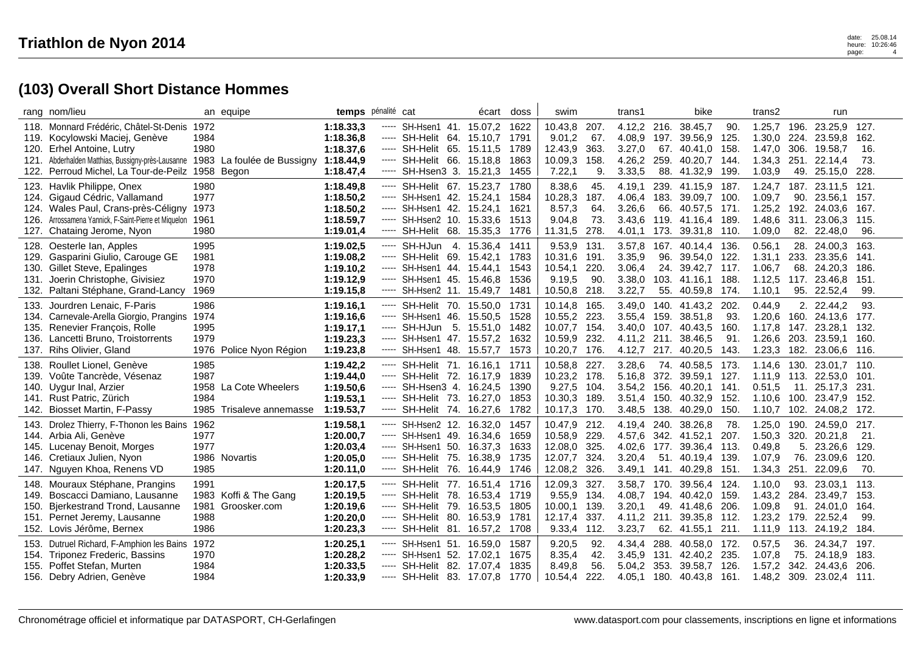# Triathlon de Nyon 2014

## (103) Overall Short Distance Hommes

| rang | nom/lieu | an | equipe | temps | pénalité | cat | | écart | doss | swim | | trans1 | | bike | | trans2 | | run | |
|---|---|---|---|---|---|---|---|---|---|---|---|---|---|---|---|---|---|---|---|
| 118. | Monnard Frédéric, Châtel-St-Denis | 1972 | | **1:18.33,3** | ----- | SH-Hsen1 | 41. | 15.07,2 | 1622 | 10.43,8 | 207. | 4.12,2 | 216. | 38.45,7 | 90. | 1.25,7 | 196. | 23.25,9 | 127. |
| 119. | Kocylowski Maciej, Genève | 1984 | | **1:18.36,8** | ----- | SH-Helit | 64. | 15.10,7 | 1791 | 9.01,2 | 67. | 4.08,9 | 197. | 39.56,9 | 125. | 1.30,0 | 224. | 23.59,8 | 162. |
| 120. | Erhel Antoine, Lutry | 1980 | | **1:18.37,6** | ----- | SH-Helit | 65. | 15.11,5 | 1789 | 12.43,9 | 363. | 3.27,0 | 67. | 40.41,0 | 158. | 1.47,0 | 306. | 19.58,7 | 16. |
| 121. | Abderhalden Matthias, Bussigny-près-Lausanne | 1983 | La foulée de Bussigny | **1:18.44,9** | ----- | SH-Helit | 66. | 15.18,8 | 1863 | 10.09,3 | 158. | 4.26,2 | 259. | 40.20,7 | 144. | 1.34,3 | 251. | 22.14,4 | 73. |
| 122. | Perroud Michel, La Tour-de-Peilz | 1958 | Begon | **1:18.47,4** | ----- | SH-Hsen3 | 3. | 15.21,3 | 1455 | 7.22,1 | 9. | 3.33,5 | 88. | 41.32,9 | 199. | 1.03,9 | 49. | 25.15,0 | 228. |
| 123. | Havlik Philippe, Onex | 1980 | | **1:18.49,8** | ----- | SH-Helit | 67. | 15.23,7 | 1780 | 8.38,6 | 45. | 4.19,1 | 239. | 41.15,9 | 187. | 1.24,7 | 187. | 23.11,5 | 121. |
| 124. | Gigaud Cédric, Vallamand | 1977 | | **1:18.50,2** | ----- | SH-Hsen1 | 42. | 15.24,1 | 1584 | 10.28,3 | 187. | 4.06,4 | 183. | 39.09,7 | 100. | 1.09,7 | 90. | 23.56,1 | 157. |
| 124. | Wales Paul, Crans-près-Céligny | 1973 | | **1:18.50,2** | ----- | SH-Hsen1 | 42. | 15.24,1 | 1621 | 8.57,3 | 64. | 3.26,6 | 66. | 40.57,5 | 171. | 1.25,2 | 192. | 24.03,6 | 167. |
| 126. | Arrossamena Yannick, F-Saint-Pierre et Miquelon | 1961 | | **1:18.59,7** | ----- | SH-Hsen2 | 10. | 15.33,6 | 1513 | 9.04,8 | 73. | 3.43,6 | 119. | 41.16,4 | 189. | 1.48,6 | 311. | 23.06,3 | 115. |
| 127. | Chataing Jerome, Nyon | 1980 | | **1:19.01,4** | ----- | SH-Helit | 68. | 15.35,3 | 1776 | 11.31,5 | 278. | 4.01,1 | 173. | 39.31,8 | 110. | 1.09,0 | 82. | 22.48,0 | 96. |
| 128. | Oesterle Ian, Apples | 1995 | | **1:19.02,5** | ----- | SH-HJun | 4. | 15.36,4 | 1411 | 9.53,9 | 131. | 3.57,8 | 167. | 40.14,4 | 136. | 0.56,1 | 28. | 24.00,3 | 163. |
| 129. | Gasparini Giulio, Carouge GE | 1981 | | **1:19.08,2** | ----- | SH-Helit | 69. | 15.42,1 | 1783 | 10.31,6 | 191. | 3.35,9 | 96. | 39.54,0 | 122. | 1.31,1 | 233. | 23.35,6 | 141. |
| 130. | Gillet Steve, Epalinges | 1978 | | **1:19.10,2** | ----- | SH-Hsen1 | 44. | 15.44,1 | 1543 | 10.54,1 | 220. | 3.06,4 | 24. | 39.42,7 | 117. | 1.06,7 | 68. | 24.20,3 | 186. |
| 131. | Joerin Christophe, Givisiez | 1970 | | **1:19.12,9** | ----- | SH-Hsen1 | 45. | 15.46,8 | 1536 | 9.19,5 | 90. | 3.38,0 | 103. | 41.16,1 | 188. | 1.12,5 | 117. | 23.46,8 | 151. |
| 132. | Paltani Stéphane, Grand-Lancy | 1969 | | **1:19.15,8** | ----- | SH-Hsen2 | 11. | 15.49,7 | 1481 | 10.50,8 | 218. | 3.22,7 | 55. | 40.59,8 | 174. | 1.10,1 | 95. | 22.52,4 | 99. |
| 133. | Jourdren Lenaic, F-Paris | 1986 | | **1:19.16,1** | ----- | SH-Helit | 70. | 15.50,0 | 1731 | 10.14,8 | 165. | 3.49,0 | 140. | 41.43,2 | 202. | 0.44,9 | 2. | 22.44,2 | 93. |
| 134. | Carnevale-Arella Giorgio, Prangins | 1974 | | **1:19.16,6** | ----- | SH-Hsen1 | 46. | 15.50,5 | 1528 | 10.55,2 | 223. | 3.55,4 | 159. | 38.51,8 | 93. | 1.20,6 | 160. | 24.13,6 | 177. |
| 135. | Renevier François, Rolle | 1995 | | **1:19.17,1** | ----- | SH-HJun | 5. | 15.51,0 | 1482 | 10.07,7 | 154. | 3.40,0 | 107. | 40.43,5 | 160. | 1.17,8 | 147. | 23.28,1 | 132. |
| 136. | Lancetti Bruno, Troistorrents | 1979 | | **1:19.23,3** | ----- | SH-Hsen1 | 47. | 15.57,2 | 1632 | 10.59,9 | 232. | 4.11,2 | 211. | 38.46,5 | 91. | 1.26,6 | 203. | 23.59,1 | 160. |
| 137. | Rihs Olivier, Gland | 1976 | Police Nyon Région | **1:19.23,8** | ----- | SH-Hsen1 | 48. | 15.57,7 | 1573 | 10.20,7 | 176. | 4.12,7 | 217. | 40.20,5 | 143. | 1.23,3 | 182. | 23.06,6 | 116. |
| 138. | Roullet Lionel, Genève | 1985 | | **1:19.42,2** | ----- | SH-Helit | 71. | 16.16,1 | 1711 | 10.58,8 | 227. | 3.28,6 | 74. | 40.58,5 | 173. | 1.14,6 | 130. | 23.01,7 | 110. |
| 139. | Voûte Tancrède, Vésenaz | 1987 | | **1:19.44,0** | ----- | SH-Helit | 72. | 16.17,9 | 1839 | 10.23,2 | 178. | 5.16,8 | 372. | 39.59,1 | 127. | 1.11,9 | 113. | 22.53,0 | 101. |
| 140. | Uygur Inal, Arzier | 1958 | La Cote Wheelers | **1:19.50,6** | ----- | SH-Hsen3 | 4. | 16.24,5 | 1390 | 9.27,5 | 104. | 3.54,2 | 156. | 40.20,1 | 141. | 0.51,5 | 11. | 25.17,3 | 231. |
| 141. | Rust Patric, Zürich | 1984 | | **1:19.53,1** | ----- | SH-Helit | 73. | 16.27,0 | 1853 | 10.30,3 | 189. | 3.51,4 | 150. | 40.32,9 | 152. | 1.10,6 | 100. | 23.47,9 | 152. |
| 142. | Biosset Martin, F-Passy | 1985 | Trisaleve annemasse | **1:19.53,7** | ----- | SH-Helit | 74. | 16.27,6 | 1782 | 10.17,3 | 170. | 3.48,5 | 138. | 40.29,0 | 150. | 1.10,7 | 102. | 24.08,2 | 172. |
| 143. | Drolez Thierry, F-Thonon les Bains | 1962 | | **1:19.58,1** | ----- | SH-Hsen2 | 12. | 16.32,0 | 1457 | 10.47,9 | 212. | 4.19,4 | 240. | 38.26,8 | 78. | 1.25,0 | 190. | 24.59,0 | 217. |
| 144. | Arbia Ali, Genève | 1977 | | **1:20.00,7** | ----- | SH-Hsen1 | 49. | 16.34,6 | 1659 | 10.58,9 | 229. | 4.57,6 | 342. | 41.52,1 | 207. | 1.50,3 | 320. | 20.21,8 | 21. |
| 145. | Lucenay Benoit, Morges | 1977 | | **1:20.03,4** | ----- | SH-Hsen1 | 50. | 16.37,3 | 1633 | 12.08,0 | 325. | 4.02,6 | 177. | 39.36,4 | 113. | 0.49,8 | 5. | 23.26,6 | 129. |
| 146. | Cretiaux Julien, Nyon | 1986 | Novartis | **1:20.05,0** | ----- | SH-Helit | 75. | 16.38,9 | 1735 | 12.07,7 | 324. | 3.20,4 | 51. | 40.19,4 | 139. | 1.07,9 | 76. | 23.09,6 | 120. |
| 147. | Nguyen Khoa, Renens VD | 1985 | | **1:20.11,0** | ----- | SH-Helit | 76. | 16.44,9 | 1746 | 12.08,2 | 326. | 3.49,1 | 141. | 40.29,8 | 151. | 1.34,3 | 251. | 22.09,6 | 70. |
| 148. | Mouraux Stéphane, Prangins | 1991 | | **1:20.17,5** | ----- | SH-Helit | 77. | 16.51,4 | 1716 | 12.09,3 | 327. | 3.58,7 | 170. | 39.56,4 | 124. | 1.10,0 | 93. | 23.03,1 | 113. |
| 149. | Boscacci Damiano, Lausanne | 1983 | Koffi & The Gang | **1:20.19,5** | ----- | SH-Helit | 78. | 16.53,4 | 1719 | 9.55,9 | 134. | 4.08,7 | 194. | 40.42,0 | 159. | 1.43,2 | 284. | 23.49,7 | 153. |
| 150. | Bjerkestrand Trond, Lausanne | 1981 | Groosker.com | **1:20.19,6** | ----- | SH-Helit | 79. | 16.53,5 | 1805 | 10.00,1 | 139. | 3.20,1 | 49. | 41.48,6 | 206. | 1.09,8 | 91. | 24.01,0 | 164. |
| 151. | Pernet Jeremy, Lausanne | 1988 | | **1:20.20,0** | ----- | SH-Helit | 80. | 16.53,9 | 1781 | 12.17,4 | 337. | 4.11,2 | 211. | 39.35,8 | 112. | 1.23,2 | 179. | 22.52,4 | 99. |
| 152. | Lovis Jérôme, Bernex | 1986 | | **1:20.23,3** | ----- | SH-Helit | 81. | 16.57,2 | 1708 | 9.33,4 | 112. | 3.23,7 | 62. | 41.55,1 | 211. | 1.11,9 | 113. | 24.19,2 | 184. |
| 153. | Dutruel Richard, F-Amphion les Bains | 1972 | | **1:20.25,1** | ----- | SH-Hsen1 | 51. | 16.59,0 | 1587 | 9.20,5 | 92. | 4.34,4 | 288. | 40.58,0 | 172. | 0.57,5 | 36. | 24.34,7 | 197. |
| 154. | Triponez Frederic, Bassins | 1970 | | **1:20.28,2** | ----- | SH-Hsen1 | 52. | 17.02,1 | 1675 | 8.35,4 | 42. | 3.45,9 | 131. | 42.40,2 | 235. | 1.07,8 | 75. | 24.18,9 | 183. |
| 155. | Poffet Stefan, Murten | 1984 | | **1:20.33,5** | ----- | SH-Helit | 82. | 17.07,4 | 1835 | 8.49,8 | 56. | 5.04,2 | 353. | 39.58,7 | 126. | 1.57,2 | 342. | 24.43,6 | 206. |
| 156. | Debry Adrien, Genève | 1984 | | **1:20.33,9** | ----- | SH-Helit | 83. | 17.07,8 | 1770 | 10.54,4 | 222. | 4.05,1 | 180. | 40.43,8 | 161. | 1.48,2 | 309. | 23.02,4 | 111. |

Chronométrage officiel et informatique par DATASPORT, CH-Gerlafingen — www.datasport.com pour classements, inscriptions en ligne et informations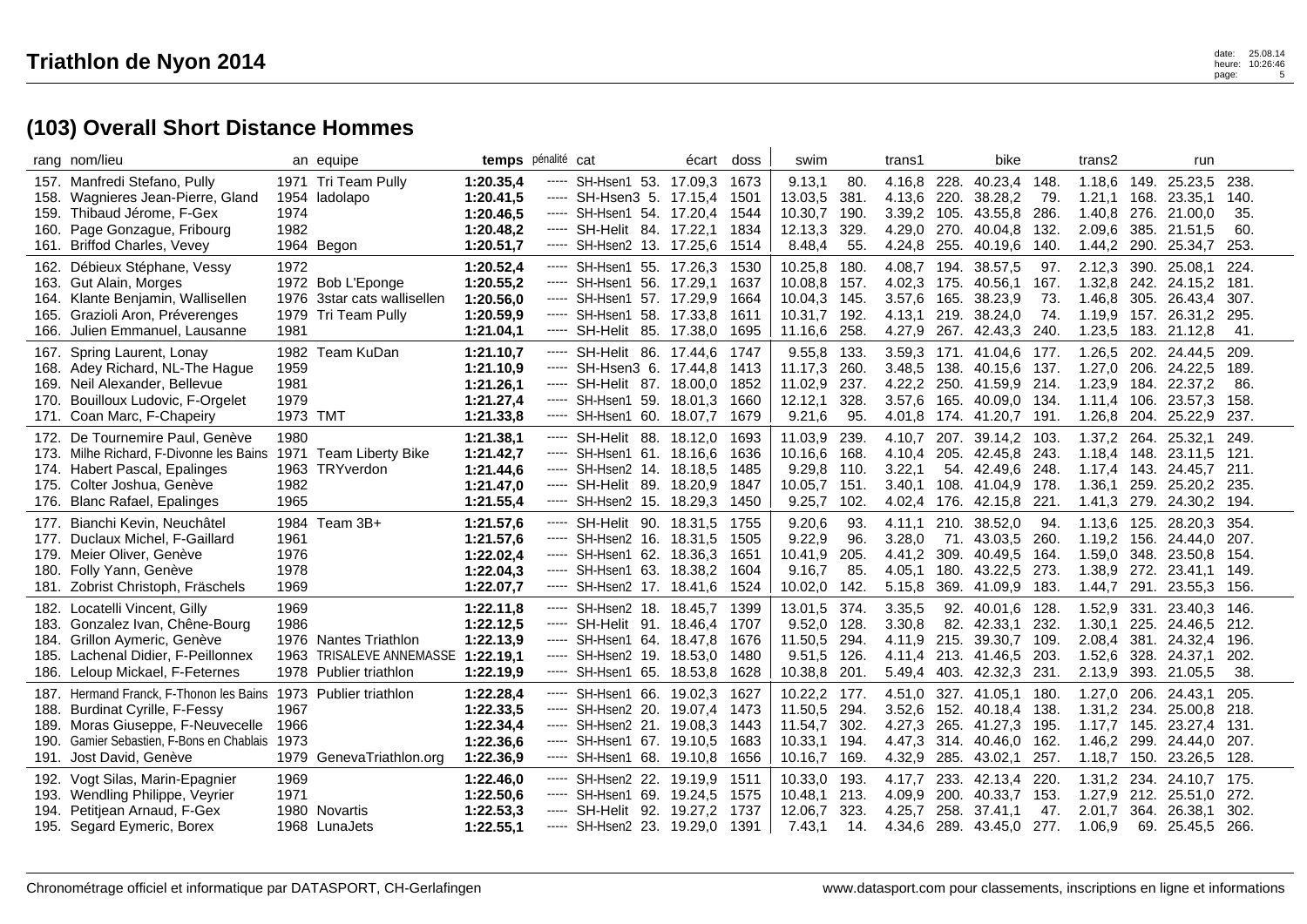# Triathlon de Nyon 2014

## (103) Overall Short Distance Hommes

| rang | nom/lieu | an | equipe | temps | pénalité | cat | | écart | doss | swim | | trans1 | | bike | | trans2 | | run | |
|---|---|---|---|---|---|---|---|---|---|---|---|---|---|---|---|---|---|---|---|
| 157. | Manfredi Stefano, Pully | 1971 | Tri Team Pully | **1:20.35,4** | ----- | SH-Hsen1 | 53. | 17.09,3 | 1673 | 9.13,1 | 80. | 4.16,8 | 228. | 40.23,4 | 148. | 1.18,6 | 149. | 25.23,5 | 238. |
| 158. | Wagnieres Jean-Pierre, Gland | 1954 | ladolapo | **1:20.41,5** | ----- | SH-Hsen3 | 5. | 17.15,4 | 1501 | 13.03,5 | 381. | 4.13,6 | 220. | 38.28,2 | 79. | 1.21,1 | 168. | 23.35,1 | 140. |
| 159. | Thibaud Jérome, F-Gex | 1974 | | **1:20.46,5** | ----- | SH-Hsen1 | 54. | 17.20,4 | 1544 | 10.30,7 | 190. | 3.39,2 | 105. | 43.55,8 | 286. | 1.40,8 | 276. | 21.00,0 | 35. |
| 160. | Page Gonzague, Fribourg | 1982 | | **1:20.48,2** | ----- | SH-Helit | 84. | 17.22,1 | 1834 | 12.13,3 | 329. | 4.29,0 | 270. | 40.04,8 | 132. | 2.09,6 | 385. | 21.51,5 | 60. |
| 161. | Briffod Charles, Vevey | 1964 | Begon | **1:20.51,7** | ----- | SH-Hsen2 | 13. | 17.25,6 | 1514 | 8.48,4 | 55. | 4.24,8 | 255. | 40.19,6 | 140. | 1.44,2 | 290. | 25.34,7 | 253. |
| 162. | Débieux Stéphane, Vessy | 1972 | | **1:20.52,4** | ----- | SH-Hsen1 | 55. | 17.26,3 | 1530 | 10.25,8 | 180. | 4.08,7 | 194. | 38.57,5 | 97. | 2.12,3 | 390. | 25.08,1 | 224. |
| 163. | Gut Alain, Morges | 1972 | Bob L'Eponge | **1:20.55,2** | ----- | SH-Hsen1 | 56. | 17.29,1 | 1637 | 10.08,8 | 157. | 4.02,3 | 175. | 40.56,1 | 167. | 1.32,8 | 242. | 24.15,2 | 181. |
| 164. | Klante Benjamin, Wallisellen | 1976 | 3star cats wallisellen | **1:20.56,0** | ----- | SH-Hsen1 | 57. | 17.29,9 | 1664 | 10.04,3 | 145. | 3.57,6 | 165. | 38.23,9 | 73. | 1.46,8 | 305. | 26.43,4 | 307. |
| 165. | Grazioli Aron, Préverenges | 1979 | Tri Team Pully | **1:20.59,9** | ----- | SH-Hsen1 | 58. | 17.33,8 | 1611 | 10.31,7 | 192. | 4.13,1 | 219. | 38.24,0 | 74. | 1.19,9 | 157. | 26.31,2 | 295. |
| 166. | Julien Emmanuel, Lausanne | 1981 | | **1:21.04,1** | ----- | SH-Helit | 85. | 17.38,0 | 1695 | 11.16,6 | 258. | 4.27,9 | 267. | 42.43,3 | 240. | 1.23,5 | 183. | 21.12,8 | 41. |
| 167. | Spring Laurent, Lonay | 1982 | Team KuDan | **1:21.10,7** | ----- | SH-Helit | 86. | 17.44,6 | 1747 | 9.55,8 | 133. | 3.59,3 | 171. | 41.04,6 | 177. | 1.26,5 | 202. | 24.44,5 | 209. |
| 168. | Adey Richard, NL-The Hague | 1959 | | **1:21.10,9** | ----- | SH-Hsen3 | 6. | 17.44,8 | 1413 | 11.17,3 | 260. | 3.48,5 | 138. | 40.15,6 | 137. | 1.27,0 | 206. | 24.22,5 | 189. |
| 169. | Neil Alexander, Bellevue | 1981 | | **1:21.26,1** | ----- | SH-Helit | 87. | 18.00,0 | 1852 | 11.02,9 | 237. | 4.22,2 | 250. | 41.59,9 | 214. | 1.23,9 | 184. | 22.37,2 | 86. |
| 170. | Bouilloux Ludovic, F-Orgelet | 1979 | | **1:21.27,4** | ----- | SH-Hsen1 | 59. | 18.01,3 | 1660 | 12.12,1 | 328. | 3.57,6 | 165. | 40.09,0 | 134. | 1.11,4 | 106. | 23.57,3 | 158. |
| 171. | Coan Marc, F-Chapeiry | 1973 | TMT | **1:21.33,8** | ----- | SH-Hsen1 | 60. | 18.07,7 | 1679 | 9.21,6 | 95. | 4.01,8 | 174. | 41.20,7 | 191. | 1.26,8 | 204. | 25.22,9 | 237. |
| 172. | De Tournemire Paul, Genève | 1980 | | **1:21.38,1** | ----- | SH-Helit | 88. | 18.12,0 | 1693 | 11.03,9 | 239. | 4.10,7 | 207. | 39.14,2 | 103. | 1.37,2 | 264. | 25.32,1 | 249. |
| 173. | Milhe Richard, F-Divonne les Bains | 1971 | Team Liberty Bike | **1:21.42,7** | ----- | SH-Hsen1 | 61. | 18.16,6 | 1636 | 10.16,6 | 168. | 4.10,4 | 205. | 42.45,8 | 243. | 1.18,4 | 148. | 23.11,5 | 121. |
| 174. | Habert Pascal, Epalinges | 1963 | TRYverdon | **1:21.44,6** | ----- | SH-Hsen2 | 14. | 18.18,5 | 1485 | 9.29,8 | 110. | 3.22,1 | 54. | 42.49,6 | 248. | 1.17,4 | 143. | 24.45,7 | 211. |
| 175. | Colter Joshua, Genève | 1982 | | **1:21.47,0** | ----- | SH-Helit | 89. | 18.20,9 | 1847 | 10.05,7 | 151. | 3.40,1 | 108. | 41.04,9 | 178. | 1.36,1 | 259. | 25.20,2 | 235. |
| 176. | Blanc Rafael, Epalinges | 1965 | | **1:21.55,4** | ----- | SH-Hsen2 | 15. | 18.29,3 | 1450 | 9.25,7 | 102. | 4.02,4 | 176. | 42.15,8 | 221. | 1.41,3 | 279. | 24.30,2 | 194. |
| 177. | Bianchi Kevin, Neuchâtel | 1984 | Team 3B+ | **1:21.57,6** | ----- | SH-Helit | 90. | 18.31,5 | 1755 | 9.20,6 | 93. | 4.11,1 | 210. | 38.52,0 | 94. | 1.13,6 | 125. | 28.20,3 | 354. |
| 177. | Duclaux Michel, F-Gaillard | 1961 | | **1:21.57,6** | ----- | SH-Hsen2 | 16. | 18.31,5 | 1505 | 9.22,9 | 96. | 3.28,0 | 71. | 43.03,5 | 260. | 1.19,2 | 156. | 24.44,0 | 207. |
| 179. | Meier Oliver, Genève | 1976 | | **1:22.02,4** | ----- | SH-Hsen1 | 62. | 18.36,3 | 1651 | 10.41,9 | 205. | 4.41,2 | 309. | 40.49,5 | 164. | 1.59,0 | 348. | 23.50,8 | 154. |
| 180. | Folly Yann, Genève | 1978 | | **1:22.04,3** | ----- | SH-Hsen1 | 63. | 18.38,2 | 1604 | 9.16,7 | 85. | 4.05,1 | 180. | 43.22,5 | 273. | 1.38,9 | 272. | 23.41,1 | 149. |
| 181. | Zobrist Christoph, Fräschels | 1969 | | **1:22.07,7** | ----- | SH-Hsen2 | 17. | 18.41,6 | 1524 | 10.02,0 | 142. | 5.15,8 | 369. | 41.09,9 | 183. | 1.44,7 | 291. | 23.55,3 | 156. |
| 182. | Locatelli Vincent, Gilly | 1969 | | **1:22.11,8** | ----- | SH-Hsen2 | 18. | 18.45,7 | 1399 | 13.01,5 | 374. | 3.35,5 | 92. | 40.01,6 | 128. | 1.52,9 | 331. | 23.40,3 | 146. |
| 183. | Gonzalez Ivan, Chêne-Bourg | 1986 | | **1:22.12,5** | ----- | SH-Helit | 91. | 18.46,4 | 1707 | 9.52,0 | 128. | 3.30,8 | 82. | 42.33,1 | 232. | 1.30,1 | 225. | 24.46,5 | 212. |
| 184. | Grillon Aymeric, Genève | 1976 | Nantes Triathlon | **1:22.13,9** | ----- | SH-Hsen1 | 64. | 18.47,8 | 1676 | 11.50,5 | 294. | 4.11,9 | 215. | 39.30,7 | 109. | 2.08,4 | 381. | 24.32,4 | 196. |
| 185. | Lachenal Didier, F-Peillonnex | 1963 | TRISALEVE ANNEMASSE | **1:22.19,1** | ----- | SH-Hsen2 | 19. | 18.53,0 | 1480 | 9.51,5 | 126. | 4.11,4 | 213. | 41.46,5 | 203. | 1.52,6 | 328. | 24.37,1 | 202. |
| 186. | Leloup Mickael, F-Feternes | 1978 | Publier triathlon | **1:22.19,9** | ----- | SH-Hsen1 | 65. | 18.53,8 | 1628 | 10.38,8 | 201. | 5.49,4 | 403. | 42.32,3 | 231. | 2.13,9 | 393. | 21.05,5 | 38. |
| 187. | Hermand Franck, F-Thonon les Bains | 1973 | Publier triathlon | **1:22.28,4** | ----- | SH-Hsen1 | 66. | 19.02,3 | 1627 | 10.22,2 | 177. | 4.51,0 | 327. | 41.05,1 | 180. | 1.27,0 | 206. | 24.43,1 | 205. |
| 188. | Burdinat Cyrille, F-Fessy | 1967 | | **1:22.33,5** | ----- | SH-Hsen2 | 20. | 19.07,4 | 1473 | 11.50,5 | 294. | 3.52,6 | 152. | 40.18,4 | 138. | 1.31,2 | 234. | 25.00,8 | 218. |
| 189. | Moras Giuseppe, F-Neuvecelle | 1966 | | **1:22.34,4** | ----- | SH-Hsen2 | 21. | 19.08,3 | 1443 | 11.54,7 | 302. | 4.27,3 | 265. | 41.27,3 | 195. | 1.17,7 | 145. | 23.27,4 | 131. |
| 190. | Gamier Sebastien, F-Bons en Chablais | 1973 | | **1:22.36,6** | ----- | SH-Hsen1 | 67. | 19.10,5 | 1683 | 10.33,1 | 194. | 4.47,3 | 314. | 40.46,0 | 162. | 1.46,2 | 299. | 24.44,0 | 207. |
| 191. | Jost David, Genève | 1979 | GenevaTriathlon.org | **1:22.36,9** | ----- | SH-Hsen1 | 68. | 19.10,8 | 1656 | 10.16,7 | 169. | 4.32,9 | 285. | 43.02,1 | 257. | 1.18,7 | 150. | 23.26,5 | 128. |
| 192. | Vogt Silas, Marin-Epagnier | 1969 | | **1:22.46,0** | ----- | SH-Hsen2 | 22. | 19.19,9 | 1511 | 10.33,0 | 193. | 4.17,7 | 233. | 42.13,4 | 220. | 1.31,2 | 234. | 24.10,7 | 175. |
| 193. | Wendling Philippe, Veyrier | 1971 | | **1:22.50,6** | ----- | SH-Hsen1 | 69. | 19.24,5 | 1575 | 10.48,1 | 213. | 4.09,9 | 200. | 40.33,7 | 153. | 1.27,9 | 212. | 25.51,0 | 272. |
| 194. | Petitjean Arnaud, F-Gex | 1980 | Novartis | **1:22.53,3** | ----- | SH-Helit | 92. | 19.27,2 | 1737 | 12.06,7 | 323. | 4.25,7 | 258. | 37.41,1 | 47. | 2.01,7 | 364. | 26.38,1 | 302. |
| 195. | Segard Eymeric, Borex | 1968 | LunaJets | **1:22.55,1** | ----- | SH-Hsen2 | 23. | 19.29,0 | 1391 | 7.43,1 | 14. | 4.34,6 | 289. | 43.45,0 | 277. | 1.06,9 | 69. | 25.45,5 | 266. |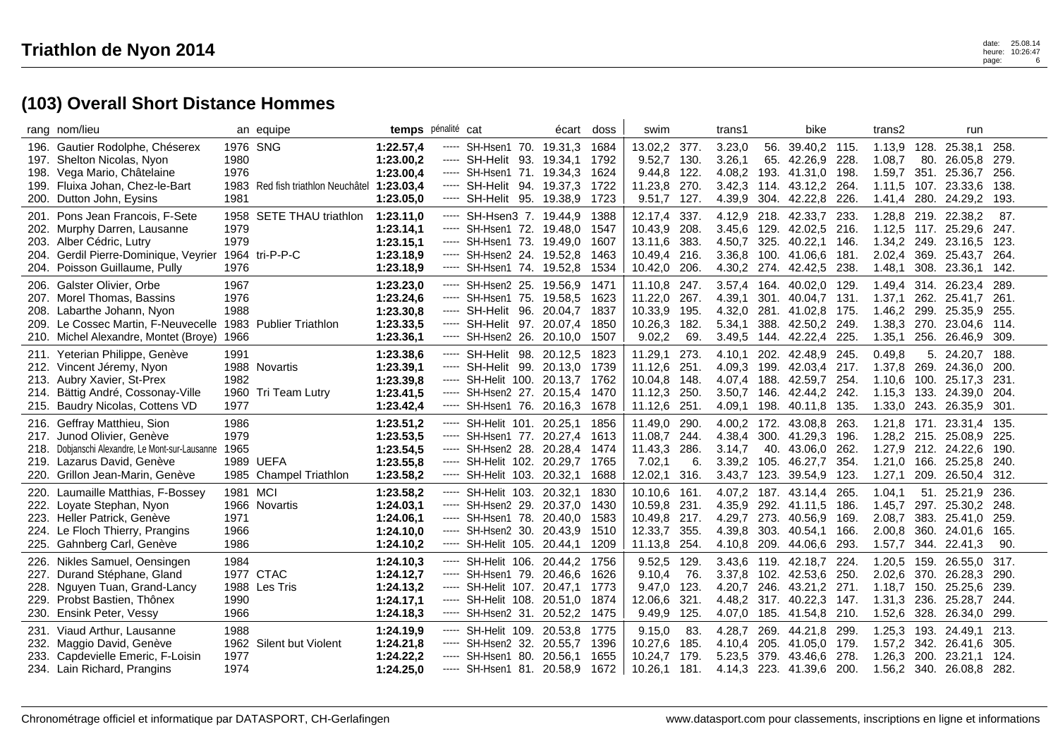# Triathlon de Nyon 2014

## (103) Overall Short Distance Hommes

| rang | nom/lieu | an | equipe | temps | pénalité | cat | | écart | doss | swim | | trans1 | | bike | | trans2 | | run | |
|---|---|---|---|---|---|---|---|---|---|---|---|---|---|---|---|---|---|---|---|
| 196. | Gautier Rodolphe, Chéserex | 1976 | SNG | **1:22.57,4** | ----- | SH-Hsen1 | 70. | 19.31,3 | 1684 | 13.02,2 | 377. | 3.23,0 | 56. | 39.40,2 | 115. | 1.13,9 | 128. | 25.38,1 | 258. |
| 197. | Shelton Nicolas, Nyon | 1980 | | **1:23.00,2** | ----- | SH-Helit | 93. | 19.34,1 | 1792 | 9.52,7 | 130. | 3.26,1 | 65. | 42.26,9 | 228. | 1.08,7 | 80. | 26.05,8 | 279. |
| 198. | Vega Mario, Châtelaine | 1976 | | **1:23.00,4** | ----- | SH-Hsen1 | 71. | 19.34,3 | 1624 | 9.44,8 | 122. | 4.08,2 | 193. | 41.31,0 | 198. | 1.59,7 | 351. | 25.36,7 | 256. |
| 199. | Fluixa Johan, Chez-le-Bart | 1983 | Red fish triathlon Neuchâtel | **1:23.03,4** | ----- | SH-Helit | 94. | 19.37,3 | 1722 | 11.23,8 | 270. | 3.42,3 | 114. | 43.12,2 | 264. | 1.11,5 | 107. | 23.33,6 | 138. |
| 200. | Dutton John, Eysins | 1981 | | **1:23.05,0** | ----- | SH-Helit | 95. | 19.38,9 | 1723 | 9.51,7 | 127. | 4.39,9 | 304. | 42.22,8 | 226. | 1.41,4 | 280. | 24.29,2 | 193. |
| 201. | Pons Jean Francois, F-Sete | 1958 | SETE THAU triathlon | **1:23.11,0** | ----- | SH-Hsen3 | 7. | 19.44,9 | 1388 | 12.17,4 | 337. | 4.12,9 | 218. | 42.33,7 | 233. | 1.28,8 | 219. | 22.38,2 | 87. |
| 202. | Murphy Darren, Lausanne | 1979 | | **1:23.14,1** | ----- | SH-Hsen1 | 72. | 19.48,0 | 1547 | 10.43,9 | 208. | 3.45,6 | 129. | 42.02,5 | 216. | 1.12,5 | 117. | 25.29,6 | 247. |
| 203. | Alber Cédric, Lutry | 1979 | | **1:23.15,1** | ----- | SH-Hsen1 | 73. | 19.49,0 | 1607 | 13.11,6 | 383. | 4.50,7 | 325. | 40.22,1 | 146. | 1.34,2 | 249. | 23.16,5 | 123. |
| 204. | Gerdil Pierre-Dominique, Veyrier | 1964 | tri-P-P-C | **1:23.18,9** | ----- | SH-Hsen2 | 24. | 19.52,8 | 1463 | 10.49,4 | 216. | 3.36,8 | 100. | 41.06,6 | 181. | 2.02,4 | 369. | 25.43,7 | 264. |
| 204. | Poisson Guillaume, Pully | 1976 | | **1:23.18,9** | ----- | SH-Hsen1 | 74. | 19.52,8 | 1534 | 10.42,0 | 206. | 4.30,2 | 274. | 42.42,5 | 238. | 1.48,1 | 308. | 23.36,1 | 142. |
| 206. | Galster Olivier, Orbe | 1967 | | **1:23.23,0** | ----- | SH-Hsen2 | 25. | 19.56,9 | 1471 | 11.10,8 | 247. | 3.57,4 | 164. | 40.02,0 | 129. | 1.49,4 | 314. | 26.23,4 | 289. |
| 207. | Morel Thomas, Bassins | 1976 | | **1:23.24,6** | ----- | SH-Hsen1 | 75. | 19.58,5 | 1623 | 11.22,0 | 267. | 4.39,1 | 301. | 40.04,7 | 131. | 1.37,1 | 262. | 25.41,7 | 261. |
| 208. | Labarthe Johann, Nyon | 1988 | | **1:23.30,8** | ----- | SH-Helit | 96. | 20.04,7 | 1837 | 10.33,9 | 195. | 4.32,0 | 281. | 41.02,8 | 175. | 1.46,2 | 299. | 25.35,9 | 255. |
| 209. | Le Cossec Martin, F-Neuvecelle | 1983 | Publier Triathlon | **1:23.33,5** | ----- | SH-Helit | 97. | 20.07,4 | 1850 | 10.26,3 | 182. | 5.34,1 | 388. | 42.50,2 | 249. | 1.38,3 | 270. | 23.04,6 | 114. |
| 210. | Michel Alexandre, Montet (Broye) | 1966 | | **1:23.36,1** | ----- | SH-Hsen2 | 26. | 20.10,0 | 1507 | 9.02,2 | 69. | 3.49,5 | 144. | 42.22,4 | 225. | 1.35,1 | 256. | 26.46,9 | 309. |
| 211. | Yeterian Philippe, Genève | 1991 | | **1:23.38,6** | ----- | SH-Helit | 98. | 20.12,5 | 1823 | 11.29,1 | 273. | 4.10,1 | 202. | 42.48,9 | 245. | 0.49,8 | 5. | 24.20,7 | 188. |
| 212. | Vincent Jéremy, Nyon | 1988 | Novartis | **1:23.39,1** | ----- | SH-Helit | 99. | 20.13,0 | 1739 | 11.12,6 | 251. | 4.09,3 | 199. | 42.03,4 | 217. | 1.37,8 | 269. | 24.36,0 | 200. |
| 213. | Aubry Xavier, St-Prex | 1982 | | **1:23.39,8** | ----- | SH-Helit | 100. | 20.13,7 | 1762 | 10.04,8 | 148. | 4.07,4 | 188. | 42.59,7 | 254. | 1.10,6 | 100. | 25.17,3 | 231. |
| 214. | Bättig André, Cossonay-Ville | 1960 | Tri Team Lutry | **1:23.41,5** | ----- | SH-Hsen2 | 27. | 20.15,4 | 1470 | 11.12,3 | 250. | 3.50,7 | 146. | 42.44,2 | 242. | 1.15,3 | 133. | 24.39,0 | 204. |
| 215. | Baudry Nicolas, Cottens VD | 1977 | | **1:23.42,4** | ----- | SH-Hsen1 | 76. | 20.16,3 | 1678 | 11.12,6 | 251. | 4.09,1 | 198. | 40.11,8 | 135. | 1.33,0 | 243. | 26.35,9 | 301. |
| 216. | Geffray Matthieu, Sion | 1986 | | **1:23.51,2** | ----- | SH-Helit | 101. | 20.25,1 | 1856 | 11.49,0 | 290. | 4.00,2 | 172. | 43.08,8 | 263. | 1.21,8 | 171. | 23.31,4 | 135. |
| 217. | Junod Olivier, Genève | 1979 | | **1:23.53,5** | ----- | SH-Hsen1 | 77. | 20.27,4 | 1613 | 11.08,7 | 244. | 4.38,4 | 300. | 41.29,3 | 196. | 1.28,2 | 215. | 25.08,9 | 225. |
| 218. | Dobjanschi Alexandre, Le Mont-sur-Lausanne | 1965 | | **1:23.54,5** | ----- | SH-Hsen2 | 28. | 20.28,4 | 1474 | 11.43,3 | 286. | 3.14,7 | 40. | 43.06,0 | 262. | 1.27,9 | 212. | 24.22,6 | 190. |
| 219. | Lazarus David, Genève | 1989 | UEFA | **1:23.55,8** | ----- | SH-Helit | 102. | 20.29,7 | 1765 | 7.02,1 | 6. | 3.39,2 | 105. | 46.27,7 | 354. | 1.21,0 | 166. | 25.25,8 | 240. |
| 220. | Grillon Jean-Marin, Genève | 1985 | Champel Triathlon | **1:23.58,2** | ----- | SH-Helit | 103. | 20.32,1 | 1688 | 12.02,1 | 316. | 3.43,7 | 123. | 39.54,9 | 123. | 1.27,1 | 209. | 26.50,4 | 312. |
| 220. | Laumaille Matthias, F-Bossey | 1981 | MCI | **1:23.58,2** | ----- | SH-Helit | 103. | 20.32,1 | 1830 | 10.10,6 | 161. | 4.07,2 | 187. | 43.14,4 | 265. | 1.04,1 | 51. | 25.21,9 | 236. |
| 222. | Loyate Stephan, Nyon | 1966 | Novartis | **1:24.03,1** | ----- | SH-Hsen2 | 29. | 20.37,0 | 1430 | 10.59,8 | 231. | 4.35,9 | 292. | 41.11,5 | 186. | 1.45,7 | 297. | 25.30,2 | 248. |
| 223. | Heller Patrick, Genève | 1971 | | **1:24.06,1** | ----- | SH-Hsen1 | 78. | 20.40,0 | 1583 | 10.49,8 | 217. | 4.29,7 | 273. | 40.56,9 | 169. | 2.08,7 | 383. | 25.41,0 | 259. |
| 224. | Le Floch Thierry, Prangins | 1966 | | **1:24.10,0** | ----- | SH-Hsen2 | 30. | 20.43,9 | 1510 | 12.33,7 | 355. | 4.39,8 | 303. | 40.54,1 | 166. | 2.00,8 | 360. | 24.01,6 | 165. |
| 225. | Gahnberg Carl, Genève | 1986 | | **1:24.10,2** | ----- | SH-Helit | 105. | 20.44,1 | 1209 | 11.13,8 | 254. | 4.10,8 | 209. | 44.06,6 | 293. | 1.57,7 | 344. | 22.41,3 | 90. |
| 226. | Nikles Samuel, Oensingen | 1984 | | **1:24.10,3** | ----- | SH-Helit | 106. | 20.44,2 | 1756 | 9.52,5 | 129. | 3.43,6 | 119. | 42.18,7 | 224. | 1.20,5 | 159. | 26.55,0 | 317. |
| 227. | Durand Stéphane, Gland | 1977 | CTAC | **1:24.12,7** | ----- | SH-Hsen1 | 79. | 20.46,6 | 1626 | 9.10,4 | 76. | 3.37,8 | 102. | 42.53,6 | 250. | 2.02,6 | 370. | 26.28,3 | 290. |
| 228. | Nguyen Tuan, Grand-Lancy | 1988 | Les Tris | **1:24.13,2** | ----- | SH-Helit | 107. | 20.47,1 | 1773 | 9.47,0 | 123. | 4.20,7 | 246. | 43.21,2 | 271. | 1.18,7 | 150. | 25.25,6 | 239. |
| 229. | Probst Bastien, Thônex | 1990 | | **1:24.17,1** | ----- | SH-Helit | 108. | 20.51,0 | 1874 | 12.06,6 | 321. | 4.48,2 | 317. | 40.22,3 | 147. | 1.31,3 | 236. | 25.28,7 | 244. |
| 230. | Ensink Peter, Vessy | 1966 | | **1:24.18,3** | ----- | SH-Hsen2 | 31. | 20.52,2 | 1475 | 9.49,9 | 125. | 4.07,0 | 185. | 41.54,8 | 210. | 1.52,6 | 328. | 26.34,0 | 299. |
| 231. | Viaud Arthur, Lausanne | 1988 | | **1:24.19,9** | ----- | SH-Helit | 109. | 20.53,8 | 1775 | 9.15,0 | 83. | 4.28,7 | 269. | 44.21,8 | 299. | 1.25,3 | 193. | 24.49,1 | 213. |
| 232. | Maggio David, Genève | 1962 | Silent but Violent | **1:24.21,8** | ----- | SH-Hsen2 | 32. | 20.55,7 | 1396 | 10.27,6 | 185. | 4.10,4 | 205. | 41.05,0 | 179. | 1.57,2 | 342. | 26.41,6 | 305. |
| 233. | Capdevielle Emeric, F-Loisin | 1977 | | **1:24.22,2** | ----- | SH-Hsen1 | 80. | 20.56,1 | 1655 | 10.24,7 | 179. | 5.23,5 | 379. | 43.46,6 | 278. | 1.26,3 | 200. | 23.21,1 | 124. |
| 234. | Lain Richard, Prangins | 1974 | | **1:24.25,0** | ----- | SH-Hsen1 | 81. | 20.58,9 | 1672 | 10.26,1 | 181. | 4.14,3 | 223. | 41.39,6 | 200. | 1.56,2 | 340. | 26.08,8 | 282. |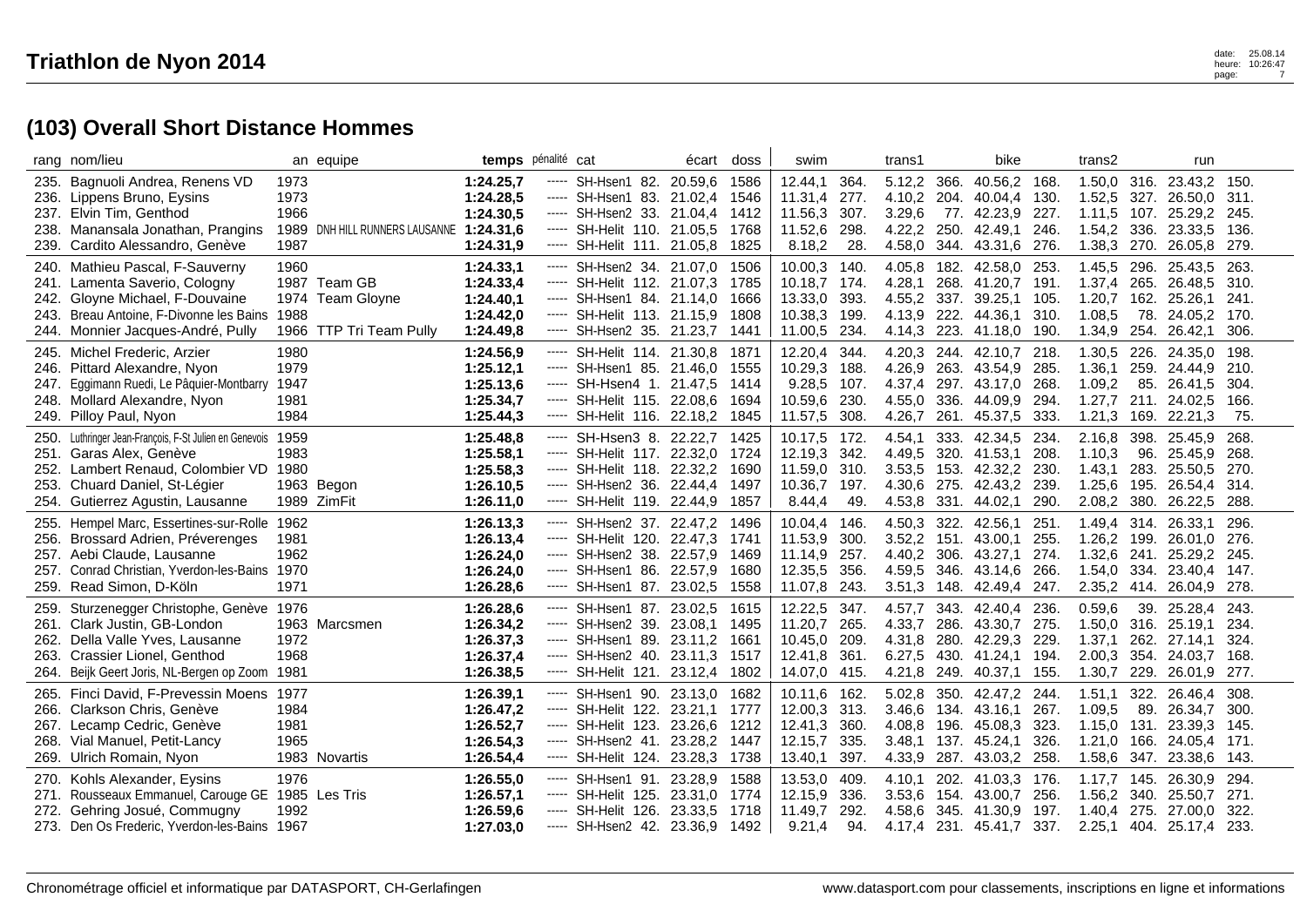# Triathlon de Nyon 2014

## (103) Overall Short Distance Hommes

| rang | nom/lieu | an | equipe | temps | pénalité | cat | écart | doss | swim | | trans1 | | bike | | trans2 | | run | |
|---|---|---|---|---|---|---|---|---|---|---|---|---|---|---|---|---|---|---|
| 235. | Bagnuoli Andrea, Renens VD | 1973 | | 1:24.25,7 | ----- | SH-Hsen1 82. | 20.59,6 | 1586 | 12.44,1 | 364. | 5.12,2 | 366. | 40.56,2 | 168. | 1.50,0 | 316. | 23.43,2 | 150. |
| 236. | Lippens Bruno, Eysins | 1973 | | 1:24.28,5 | ----- | SH-Hsen1 83. | 21.02,4 | 1546 | 11.31,4 | 277. | 4.10,2 | 204. | 40.04,4 | 130. | 1.52,5 | 327. | 26.50,0 | 311. |
| 237. | Elvin Tim, Genthod | 1966 | | 1:24.30,5 | ----- | SH-Hsen2 33. | 21.04,4 | 1412 | 11.56,3 | 307. | 3.29,6 | 77. | 42.23,9 | 227. | 1.11,5 | 107. | 25.29,2 | 245. |
| 238. | Manansala Jonathan, Prangins | 1989 | DNH HILL RUNNERS LAUSANNE | 1:24.31,6 | ----- | SH-Helit 110. | 21.05,5 | 1768 | 11.52,6 | 298. | 4.22,2 | 250. | 42.49,1 | 246. | 1.54,2 | 336. | 23.33,5 | 136. |
| 239. | Cardito Alessandro, Genève | 1987 | | 1:24.31,9 | ----- | SH-Helit 111. | 21.05,8 | 1825 | 8.18,2 | 28. | 4.58,0 | 344. | 43.31,6 | 276. | 1.38,3 | 270. | 26.05,8 | 279. |
| 240. | Mathieu Pascal, F-Sauverny | 1960 | | 1:24.33,1 | ----- | SH-Hsen2 34. | 21.07,0 | 1506 | 10.00,3 | 140. | 4.05,8 | 182. | 42.58,0 | 253. | 1.45,5 | 296. | 25.43,5 | 263. |
| 241. | Lamenta Saverio, Cologny | 1987 | Team GB | 1:24.33,4 | ----- | SH-Helit 112. | 21.07,3 | 1785 | 10.18,7 | 174. | 4.28,1 | 268. | 41.20,7 | 191. | 1.37,4 | 265. | 26.48,5 | 310. |
| 242. | Gloyne Michael, F-Douvaine | 1974 | Team Gloyne | 1:24.40,1 | ----- | SH-Hsen1 84. | 21.14,0 | 1666 | 13.33,0 | 393. | 4.55,2 | 337. | 39.25,1 | 105. | 1.20,7 | 162. | 25.26,1 | 241. |
| 243. | Breau Antoine, F-Divonne les Bains | 1988 | | 1:24.42,0 | ----- | SH-Helit 113. | 21.15,9 | 1808 | 10.38,3 | 199. | 4.13,9 | 222. | 44.36,1 | 310. | 1.08,5 | 78. | 24.05,2 | 170. |
| 244. | Monnier Jacques-André, Pully | 1966 | TTP Tri Team Pully | 1:24.49,8 | ----- | SH-Hsen2 35. | 21.23,7 | 1441 | 11.00,5 | 234. | 4.14,3 | 223. | 41.18,0 | 190. | 1.34,9 | 254. | 26.42,1 | 306. |
| 245. | Michel Frederic, Arzier | 1980 | | 1:24.56,9 | ----- | SH-Helit 114. | 21.30,8 | 1871 | 12.20,4 | 344. | 4.20,3 | 244. | 42.10,7 | 218. | 1.30,5 | 226. | 24.35,0 | 198. |
| 246. | Pittard Alexandre, Nyon | 1979 | | 1:25.12,1 | ----- | SH-Hsen1 85. | 21.46,0 | 1555 | 10.29,3 | 188. | 4.26,9 | 263. | 43.54,9 | 285. | 1.36,1 | 259. | 24.44,9 | 210. |
| 247. | Eggimann Ruedi, Le Pâquier-Montbarry | 1947 | | 1:25.13,6 | ----- | SH-Hsen4 1. | 21.47,5 | 1414 | 9.28,5 | 107. | 4.37,4 | 297. | 43.17,0 | 268. | 1.09,2 | 85. | 26.41,5 | 304. |
| 248. | Mollard Alexandre, Nyon | 1981 | | 1:25.34,7 | ----- | SH-Helit 115. | 22.08,6 | 1694 | 10.59,6 | 230. | 4.55,0 | 336. | 44.09,9 | 294. | 1.27,7 | 211. | 24.02,5 | 166. |
| 249. | Pilloy Paul, Nyon | 1984 | | 1:25.44,3 | ----- | SH-Helit 116. | 22.18,2 | 1845 | 11.57,5 | 308. | 4.26,7 | 261. | 45.37,5 | 333. | 1.21,3 | 169. | 22.21,3 | 75. |
| 250. | Luthringer Jean-François, F-St Julien en Genevois | 1959 | | 1:25.48,8 | ----- | SH-Hsen3 8. | 22.22,7 | 1425 | 10.17,5 | 172. | 4.54,1 | 333. | 42.34,5 | 234. | 2.16,8 | 398. | 25.45,9 | 268. |
| 251. | Garas Alex, Genève | 1983 | | 1:25.58,1 | ----- | SH-Helit 117. | 22.32,0 | 1724 | 12.19,3 | 342. | 4.49,5 | 320. | 41.53,1 | 208. | 1.10,3 | 96. | 25.45,9 | 268. |
| 252. | Lambert Renaud, Colombier VD | 1980 | | 1:25.58,3 | ----- | SH-Helit 118. | 22.32,2 | 1690 | 11.59,0 | 310. | 3.53,5 | 153. | 42.32,2 | 230. | 1.43,1 | 283. | 25.50,5 | 270. |
| 253. | Chuard Daniel, St-Légier | 1963 | Begon | 1:26.10,5 | ----- | SH-Hsen2 36. | 22.44,4 | 1497 | 10.36,7 | 197. | 4.30,6 | 275. | 42.43,2 | 239. | 1.25,6 | 195. | 26.54,4 | 314. |
| 254. | Gutierrez Agustin, Lausanne | 1989 | ZimFit | 1:26.11,0 | ----- | SH-Helit 119. | 22.44,9 | 1857 | 8.44,4 | 49. | 4.53,8 | 331. | 44.02,1 | 290. | 2.08,2 | 380. | 26.22,5 | 288. |
| 255. | Hempel Marc, Essertines-sur-Rolle | 1962 | | 1:26.13,3 | ----- | SH-Hsen2 37. | 22.47,2 | 1496 | 10.04,4 | 146. | 4.50,3 | 322. | 42.56,1 | 251. | 1.49,4 | 314. | 26.33,1 | 296. |
| 256. | Brossard Adrien, Préverenges | 1981 | | 1:26.13,4 | ----- | SH-Helit 120. | 22.47,3 | 1741 | 11.53,9 | 300. | 3.52,2 | 151. | 43.00,1 | 255. | 1.26,2 | 199. | 26.01,0 | 276. |
| 257. | Aebi Claude, Lausanne | 1962 | | 1:26.24,0 | ----- | SH-Hsen2 38. | 22.57,9 | 1469 | 11.14,9 | 257. | 4.40,2 | 306. | 43.27,1 | 274. | 1.32,6 | 241. | 25.29,2 | 245. |
| 257. | Conrad Christian, Yverdon-les-Bains | 1970 | | 1:26.24,0 | ----- | SH-Hsen1 86. | 22.57,9 | 1680 | 12.35,5 | 356. | 4.59,5 | 346. | 43.14,6 | 266. | 1.54,0 | 334. | 23.40,4 | 147. |
| 259. | Read Simon, D-Köln | 1971 | | 1:26.28,6 | ----- | SH-Hsen1 87. | 23.02,5 | 1558 | 11.07,8 | 243. | 3.51,3 | 148. | 42.49,4 | 247. | 2.35,2 | 414. | 26.04,9 | 278. |
| 259. | Sturzenegger Christophe, Genève | 1976 | | 1:26.28,6 | ----- | SH-Hsen1 87. | 23.02,5 | 1615 | 12.22,5 | 347. | 4.57,7 | 343. | 42.40,4 | 236. | 0.59,6 | 39. | 25.28,4 | 243. |
| 261. | Clark Justin, GB-London | 1963 | Marcsmen | 1:26.34,2 | ----- | SH-Hsen2 39. | 23.08,1 | 1495 | 11.20,7 | 265. | 4.33,7 | 286. | 43.30,7 | 275. | 1.50,0 | 316. | 25.19,1 | 234. |
| 262. | Della Valle Yves, Lausanne | 1972 | | 1:26.37,3 | ----- | SH-Hsen1 89. | 23.11,2 | 1661 | 10.45,0 | 209. | 4.31,8 | 280. | 42.29,3 | 229. | 1.37,1 | 262. | 27.14,1 | 324. |
| 263. | Crassier Lionel, Genthod | 1968 | | 1:26.37,4 | ----- | SH-Hsen2 40. | 23.11,3 | 1517 | 12.41,8 | 361. | 6.27,5 | 430. | 41.24,1 | 194. | 2.00,3 | 354. | 24.03,7 | 168. |
| 264. | Beijk Geert Joris, NL-Bergen op Zoom | 1981 | | 1:26.38,5 | ----- | SH-Helit 121. | 23.12,4 | 1802 | 14.07,0 | 415. | 4.21,8 | 249. | 40.37,1 | 155. | 1.30,7 | 229. | 26.01,9 | 277. |
| 265. | Finci David, F-Prevessin Moens | 1977 | | 1:26.39,1 | ----- | SH-Hsen1 90. | 23.13,0 | 1682 | 10.11,6 | 162. | 5.02,8 | 350. | 42.47,2 | 244. | 1.51,1 | 322. | 26.46,4 | 308. |
| 266. | Clarkson Chris, Genève | 1984 | | 1:26.47,2 | ----- | SH-Helit 122. | 23.21,1 | 1777 | 12.00,3 | 313. | 3.46,6 | 134. | 43.16,1 | 267. | 1.09,5 | 89. | 26.34,7 | 300. |
| 267. | Lecamp Cedric, Genève | 1981 | | 1:26.52,7 | ----- | SH-Helit 123. | 23.26,6 | 1212 | 12.41,3 | 360. | 4.08,8 | 196. | 45.08,3 | 323. | 1.15,0 | 131. | 23.39,3 | 145. |
| 268. | Vial Manuel, Petit-Lancy | 1965 | | 1:26.54,3 | ----- | SH-Hsen2 41. | 23.28,2 | 1447 | 12.15,7 | 335. | 3.48,1 | 137. | 45.24,1 | 326. | 1.21,0 | 166. | 24.05,4 | 171. |
| 269. | Ulrich Romain, Nyon | 1983 | Novartis | 1:26.54,4 | ----- | SH-Helit 124. | 23.28,3 | 1738 | 13.40,1 | 397. | 4.33,9 | 287. | 43.03,2 | 258. | 1.58,6 | 347. | 23.38,6 | 143. |
| 270. | Kohls Alexander, Eysins | 1976 | | 1:26.55,0 | ----- | SH-Hsen1 91. | 23.28,9 | 1588 | 13.53,0 | 409. | 4.10,1 | 202. | 41.03,3 | 176. | 1.17,7 | 145. | 26.30,9 | 294. |
| 271. | Rousseaux Emmanuel, Carouge GE | 1985 | Les Tris | 1:26.57,1 | ----- | SH-Helit 125. | 23.31,0 | 1774 | 12.15,9 | 336. | 3.53,6 | 154. | 43.00,7 | 256. | 1.56,2 | 340. | 25.50,7 | 271. |
| 272. | Gehring Josué, Commugny | 1992 | | 1:26.59,6 | ----- | SH-Helit 126. | 23.33,5 | 1718 | 11.49,7 | 292. | 4.58,6 | 345. | 41.30,9 | 197. | 1.40,4 | 275. | 27.00,0 | 322. |
| 273. | Den Os Frederic, Yverdon-les-Bains | 1967 | | 1:27.03,0 | ----- | SH-Hsen2 42. | 23.36,9 | 1492 | 9.21,4 | 94. | 4.17,4 | 231. | 45.41,7 | 337. | 2.25,1 | 404. | 25.17,4 | 233. |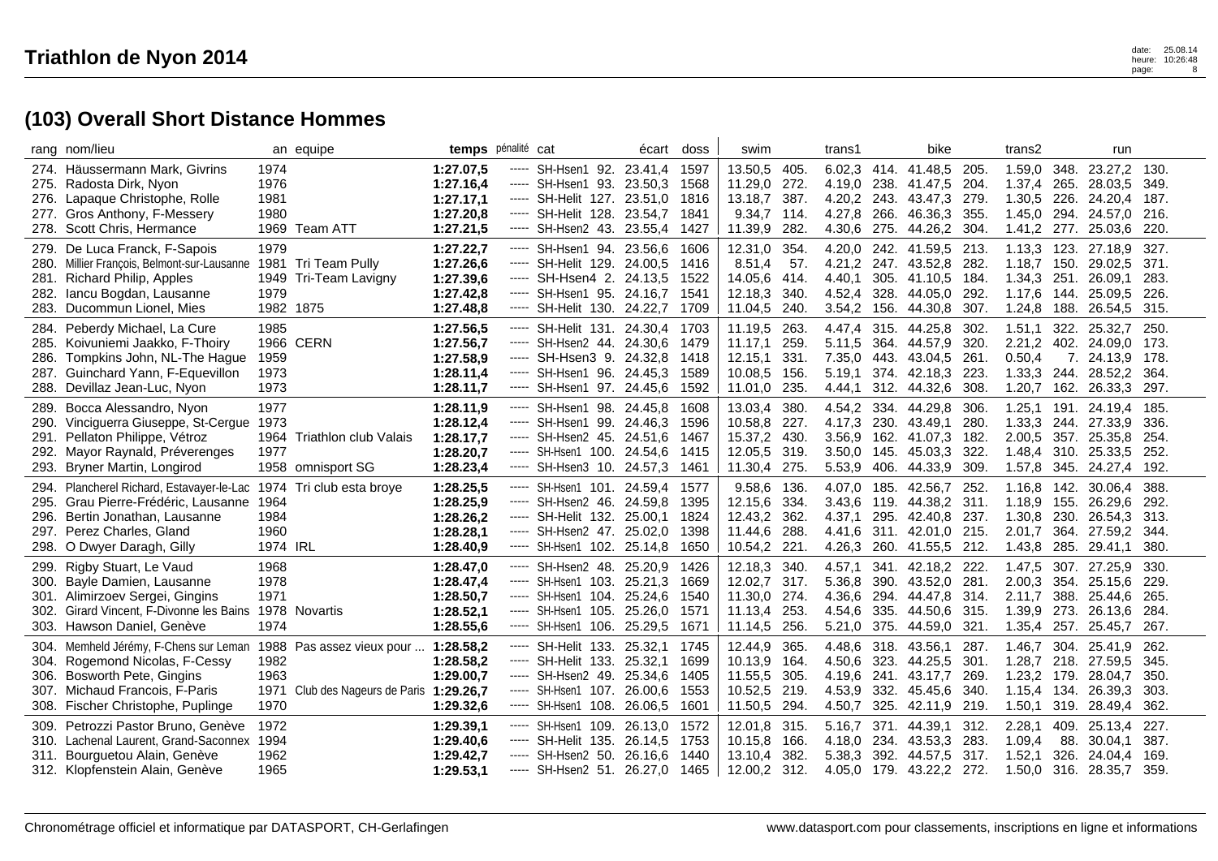# Triathlon de Nyon 2014

## (103) Overall Short Distance Hommes

| rang | nom/lieu | an | equipe | temps | pénalité | cat | | écart | doss | swim | | trans1 | | bike | | trans2 | | run | |
|---|---|---|---|---|---|---|---|---|---|---|---|---|---|---|---|---|---|---|---|
| 274. | Häussermann Mark, Givrins | 1974 | | **1:27.07,5** | ----- | SH-Hsen1 | 92. | 23.41,4 | 1597 | 13.50,5 | 405. | 6.02,3 | 414. | 41.48,5 | 205. | 1.59,0 | 348. | 23.27,2 | 130. |
| 275. | Radosta Dirk, Nyon | 1976 | | **1:27.16,4** | ----- | SH-Hsen1 | 93. | 23.50,3 | 1568 | 11.29,0 | 272. | 4.19,0 | 238. | 41.47,5 | 204. | 1.37,4 | 265. | 28.03,5 | 349. |
| 276. | Lapaque Christophe, Rolle | 1981 | | **1:27.17,1** | ----- | SH-Helit | 127. | 23.51,0 | 1816 | 13.18,7 | 387. | 4.20,2 | 243. | 43.47,3 | 279. | 1.30,5 | 226. | 24.20,4 | 187. |
| 277. | Gros Anthony, F-Messery | 1980 | | **1:27.20,8** | ----- | SH-Helit | 128. | 23.54,7 | 1841 | 9.34,7 | 114. | 4.27,8 | 266. | 46.36,3 | 355. | 1.45,0 | 294. | 24.57,0 | 216. |
| 278. | Scott Chris, Hermance | 1969 | Team ATT | **1:27.21,5** | ----- | SH-Hsen2 | 43. | 23.55,4 | 1427 | 11.39,9 | 282. | 4.30,6 | 275. | 44.26,2 | 304. | 1.41,2 | 277. | 25.03,6 | 220. |
| 279. | De Luca Franck, F-Sapois | 1979 | | **1:27.22,7** | ----- | SH-Hsen1 | 94. | 23.56,6 | 1606 | 12.31,0 | 354. | 4.20,0 | 242. | 41.59,5 | 213. | 1.13,3 | 123. | 27.18,9 | 327. |
| 280. | Millier François, Belmont-sur-Lausanne | 1981 | Tri Team Pully | **1:27.26,6** | ----- | SH-Helit | 129. | 24.00,5 | 1416 | 8.51,4 | 57. | 4.21,2 | 247. | 43.52,8 | 282. | 1.18,7 | 150. | 29.02,5 | 371. |
| 281. | Richard Philip, Apples | 1949 | Tri-Team Lavigny | **1:27.39,6** | ----- | SH-Hsen4 | 2. | 24.13,5 | 1522 | 14.05,6 | 414. | 4.40,1 | 305. | 41.10,5 | 184. | 1.34,3 | 251. | 26.09,1 | 283. |
| 282. | Iancu Bogdan, Lausanne | 1979 | | **1:27.42,8** | ----- | SH-Hsen1 | 95. | 24.16,7 | 1541 | 12.18,3 | 340. | 4.52,4 | 328. | 44.05,0 | 292. | 1.17,6 | 144. | 25.09,5 | 226. |
| 283. | Ducommun Lionel, Mies | 1982 | 1875 | **1:27.48,8** | ----- | SH-Helit | 130. | 24.22,7 | 1709 | 11.04,5 | 240. | 3.54,2 | 156. | 44.30,8 | 307. | 1.24,8 | 188. | 26.54,5 | 315. |
| 284. | Peberdy Michael, La Cure | 1985 | | **1:27.56,5** | ----- | SH-Helit | 131. | 24.30,4 | 1703 | 11.19,5 | 263. | 4.47,4 | 315. | 44.25,8 | 302. | 1.51,1 | 322. | 25.32,7 | 250. |
| 285. | Koivuniemi Jaakko, F-Thoiry | 1966 | CERN | **1:27.56,7** | ----- | SH-Hsen2 | 44. | 24.30,6 | 1479 | 11.17,1 | 259. | 5.11,5 | 364. | 44.57,9 | 320. | 2.21,2 | 402. | 24.09,0 | 173. |
| 286. | Tompkins John, NL-The Hague | 1959 | | **1:27.58,9** | ----- | SH-Hsen3 | 9. | 24.32,8 | 1418 | 12.15,1 | 331. | 7.35,0 | 443. | 43.04,5 | 261. | 0.50,4 | 7. | 24.13,9 | 178. |
| 287. | Guinchard Yann, F-Equevillon | 1973 | | **1:28.11,4** | ----- | SH-Hsen1 | 96. | 24.45,3 | 1589 | 10.08,5 | 156. | 5.19,1 | 374. | 42.18,3 | 223. | 1.33,3 | 244. | 28.52,2 | 364. |
| 288. | Devillaz Jean-Luc, Nyon | 1973 | | **1:28.11,7** | ----- | SH-Hsen1 | 97. | 24.45,6 | 1592 | 11.01,0 | 235. | 4.44,1 | 312. | 44.32,6 | 308. | 1.20,7 | 162. | 26.33,3 | 297. |
| 289. | Bocca Alessandro, Nyon | 1977 | | **1:28.11,9** | ----- | SH-Hsen1 | 98. | 24.45,8 | 1608 | 13.03,4 | 380. | 4.54,2 | 334. | 44.29,8 | 306. | 1.25,1 | 191. | 24.19,4 | 185. |
| 290. | Vinciguerra Giuseppe, St-Cergue | 1973 | | **1:28.12,4** | ----- | SH-Hsen1 | 99. | 24.46,3 | 1596 | 10.58,8 | 227. | 4.17,3 | 230. | 43.49,1 | 280. | 1.33,3 | 244. | 27.33,9 | 336. |
| 291. | Pellaton Philippe, Vétroz | 1964 | Triathlon club Valais | **1:28.17,7** | ----- | SH-Hsen2 | 45. | 24.51,6 | 1467 | 15.37,2 | 430. | 3.56,9 | 162. | 41.07,3 | 182. | 2.00,5 | 357. | 25.35,8 | 254. |
| 292. | Mayor Raynald, Préverenges | 1977 | | **1:28.20,7** | ----- | SH-Hsen1 | 100. | 24.54,6 | 1415 | 12.05,5 | 319. | 3.50,0 | 145. | 45.03,3 | 322. | 1.48,4 | 310. | 25.33,5 | 252. |
| 293. | Bryner Martin, Longirod | 1958 | omnisport SG | **1:28.23,4** | ----- | SH-Hsen3 | 10. | 24.57,3 | 1461 | 11.30,4 | 275. | 5.53,9 | 406. | 44.33,9 | 309. | 1.57,8 | 345. | 24.27,4 | 192. |
| 294. | Plancherel Richard, Estavayer-le-Lac | 1974 | Tri club esta broye | **1:28.25,5** | ----- | SH-Hsen1 | 101. | 24.59,4 | 1577 | 9.58,6 | 136. | 4.07,0 | 185. | 42.56,7 | 252. | 1.16,8 | 142. | 30.06,4 | 388. |
| 295. | Grau Pierre-Frédéric, Lausanne | 1964 | | **1:28.25,9** | ----- | SH-Hsen2 | 46. | 24.59,8 | 1395 | 12.15,6 | 334. | 3.43,6 | 119. | 44.38,2 | 311. | 1.18,9 | 155. | 26.29,6 | 292. |
| 296. | Bertin Jonathan, Lausanne | 1984 | | **1:28.26,2** | ----- | SH-Helit | 132. | 25.00,1 | 1824 | 12.43,2 | 362. | 4.37,1 | 295. | 42.40,8 | 237. | 1.30,8 | 230. | 26.54,3 | 313. |
| 297. | Perez Charles, Gland | 1960 | | **1:28.28,1** | ----- | SH-Hsen2 | 47. | 25.02,0 | 1398 | 11.44,6 | 288. | 4.41,6 | 311. | 42.01,0 | 215. | 2.01,7 | 364. | 27.59,2 | 344. |
| 298. | O Dwyer Daragh, Gilly | 1974 | IRL | **1:28.40,9** | ----- | SH-Hsen1 | 102. | 25.14,8 | 1650 | 10.54,2 | 221. | 4.26,3 | 260. | 41.55,5 | 212. | 1.43,8 | 285. | 29.41,1 | 380. |
| 299. | Rigby Stuart, Le Vaud | 1968 | | **1:28.47,0** | ----- | SH-Hsen2 | 48. | 25.20,9 | 1426 | 12.18,3 | 340. | 4.57,1 | 341. | 42.18,2 | 222. | 1.47,5 | 307. | 27.25,9 | 330. |
| 300. | Bayle Damien, Lausanne | 1978 | | **1:28.47,4** | ----- | SH-Hsen1 | 103. | 25.21,3 | 1669 | 12.02,7 | 317. | 5.36,8 | 390. | 43.52,0 | 281. | 2.00,3 | 354. | 25.15,6 | 229. |
| 301. | Alimirzoev Sergei, Gingins | 1971 | | **1:28.50,7** | ----- | SH-Hsen1 | 104. | 25.24,6 | 1540 | 11.30,0 | 274. | 4.36,6 | 294. | 44.47,8 | 314. | 2.11,7 | 388. | 25.44,6 | 265. |
| 302. | Girard Vincent, F-Divonne les Bains | 1978 | Novartis | **1:28.52,1** | ----- | SH-Hsen1 | 105. | 25.26,0 | 1571 | 11.13,4 | 253. | 4.54,6 | 335. | 44.50,6 | 315. | 1.39,9 | 273. | 26.13,6 | 284. |
| 303. | Hawson Daniel, Genève | 1974 | | **1:28.55,6** | ----- | SH-Hsen1 | 106. | 25.29,5 | 1671 | 11.14,5 | 256. | 5.21,0 | 375. | 44.59,0 | 321. | 1.35,4 | 257. | 25.45,7 | 267. |
| 304. | Memheld Jérémy, F-Chens sur Leman | 1988 | Pas assez vieux pour ... | **1:28.58,2** | ----- | SH-Helit | 133. | 25.32,1 | 1745 | 12.44,9 | 365. | 4.48,6 | 318. | 43.56,1 | 287. | 1.46,7 | 304. | 25.41,9 | 262. |
| 304. | Rogemond Nicolas, F-Cessy | 1982 | | **1:28.58,2** | ----- | SH-Helit | 133. | 25.32,1 | 1699 | 10.13,9 | 164. | 4.50,6 | 323. | 44.25,5 | 301. | 1.28,7 | 218. | 27.59,5 | 345. |
| 306. | Bosworth Pete, Gingins | 1963 | | **1:29.00,7** | ----- | SH-Hsen2 | 49. | 25.34,6 | 1405 | 11.55,5 | 305. | 4.19,6 | 241. | 43.17,7 | 269. | 1.23,2 | 179. | 28.04,7 | 350. |
| 307. | Michaud Francois, F-Paris | 1971 | Club des Nageurs de Paris | **1:29.26,7** | ----- | SH-Hsen1 | 107. | 26.00,6 | 1553 | 10.52,5 | 219. | 4.53,9 | 332. | 45.45,6 | 340. | 1.15,4 | 134. | 26.39,3 | 303. |
| 308. | Fischer Christophe, Puplinge | 1970 | | **1:29.32,6** | ----- | SH-Hsen1 | 108. | 26.06,5 | 1601 | 11.50,5 | 294. | 4.50,7 | 325. | 42.11,9 | 219. | 1.50,1 | 319. | 28.49,4 | 362. |
| 309. | Petrozzi Pastor Bruno, Genève | 1972 | | **1:29.39,1** | ----- | SH-Hsen1 | 109. | 26.13,0 | 1572 | 12.01,8 | 315. | 5.16,7 | 371. | 44.39,1 | 312. | 2.28,1 | 409. | 25.13,4 | 227. |
| 310. | Lachenal Laurent, Grand-Saconnex | 1994 | | **1:29.40,6** | ----- | SH-Helit | 135. | 26.14,5 | 1753 | 10.15,8 | 166. | 4.18,0 | 234. | 43.53,3 | 283. | 1.09,4 | 88. | 30.04,1 | 387. |
| 311. | Bourguetou Alain, Genève | 1962 | | **1:29.42,7** | ----- | SH-Hsen2 | 50. | 26.16,6 | 1440 | 13.10,4 | 382. | 5.38,3 | 392. | 44.57,5 | 317. | 1.52,1 | 326. | 24.04,4 | 169. |
| 312. | Klopfenstein Alain, Genève | 1965 | | **1:29.53,1** | ----- | SH-Hsen2 | 51. | 26.27,0 | 1465 | 12.00,2 | 312. | 4.05,0 | 179. | 43.22,2 | 272. | 1.50,0 | 316. | 28.35,7 | 359. |

Chronométrage officiel et informatique par DATASPORT, CH-Gerlafingen — www.datasport.com pour classements, inscriptions en ligne et informations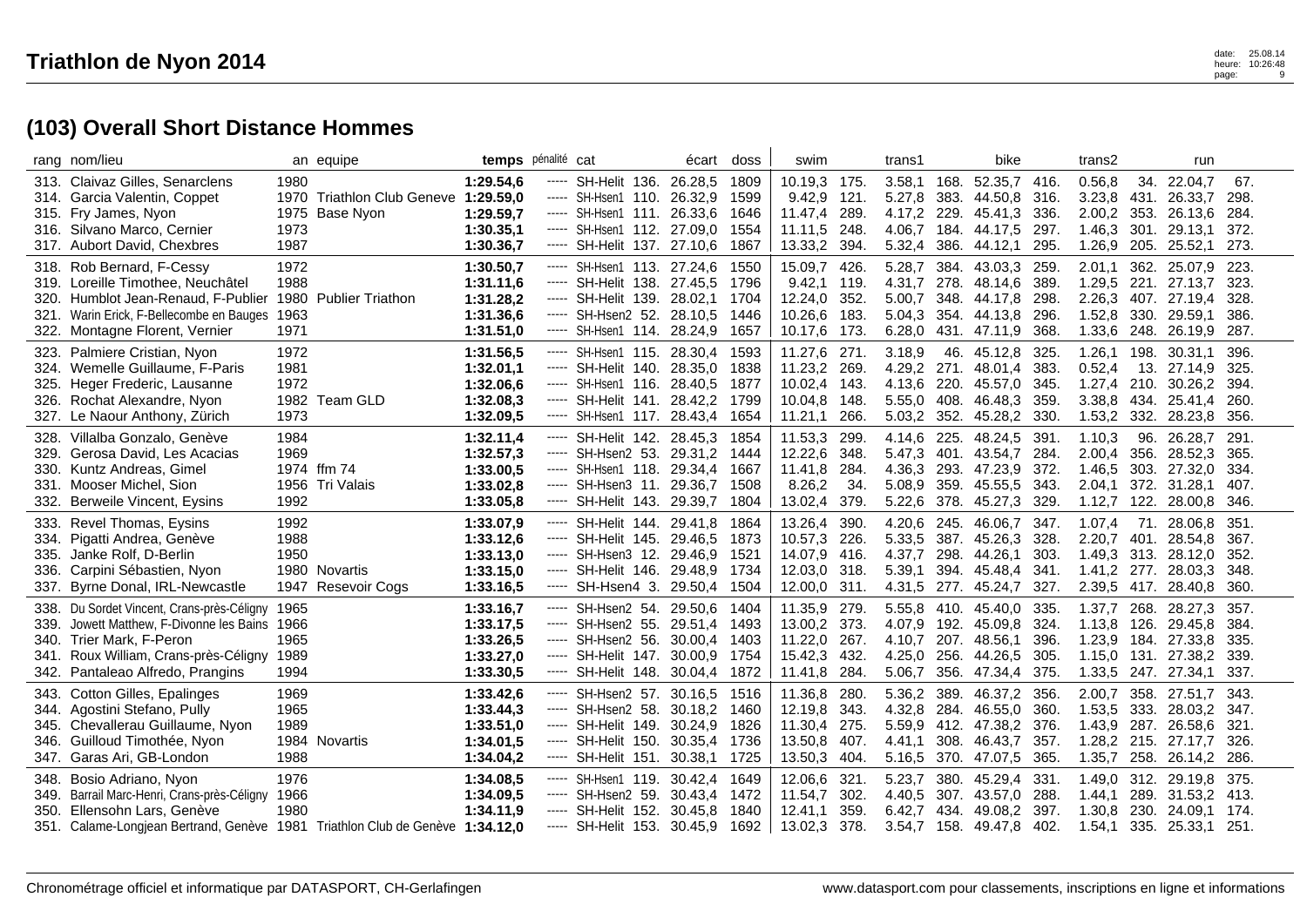# Triathlon de Nyon 2014

## (103) Overall Short Distance Hommes

| rang | nom/lieu | an | equipe | temps | pénalité | cat | écart | doss | swim | | trans1 | | bike | | trans2 | | run | |
|---|---|---|---|---|---|---|---|---|---|---|---|---|---|---|---|---|---|---|
| 313. | Claivaz Gilles, Senarclens | 1980 | | **1:29.54,6** | ----- | SH-Helit 136. | 26.28,5 | 1809 | 10.19,3 | 175. | 3.58,1 | 168. | 52.35,7 | 416. | 0.56,8 | 34. | 22.04,7 | 67. |
| 314. | Garcia Valentin, Coppet | 1970 | Triathlon Club Geneve | **1:29.59,0** | ----- | SH-Hsen1 110. | 26.32,9 | 1599 | 9.42,9 | 121. | 5.27,8 | 383. | 44.50,8 | 316. | 3.23,8 | 431. | 26.33,7 | 298. |
| 315. | Fry James, Nyon | 1975 | Base Nyon | **1:29.59,7** | ----- | SH-Hsen1 111. | 26.33,6 | 1646 | 11.47,4 | 289. | 4.17,2 | 229. | 45.41,3 | 336. | 2.00,2 | 353. | 26.13,6 | 284. |
| 316. | Silvano Marco, Cernier | 1973 | | **1:30.35,1** | ----- | SH-Hsen1 112. | 27.09,0 | 1554 | 11.11,5 | 248. | 4.06,7 | 184. | 44.17,5 | 297. | 1.46,3 | 301. | 29.13,1 | 372. |
| 317. | Aubort David, Chexbres | 1987 | | **1:30.36,7** | ----- | SH-Helit 137. | 27.10,6 | 1867 | 13.33,2 | 394. | 5.32,4 | 386. | 44.12,1 | 295. | 1.26,9 | 205. | 25.52,1 | 273. |
| 318. | Rob Bernard, F-Cessy | 1972 | | **1:30.50,7** | ----- | SH-Hsen1 113. | 27.24,6 | 1550 | 15.09,7 | 426. | 5.28,7 | 384. | 43.03,3 | 259. | 2.01,1 | 362. | 25.07,9 | 223. |
| 319. | Loreille Timothee, Neuchâtel | 1988 | | **1:31.11,6** | ----- | SH-Helit 138. | 27.45,5 | 1796 | 9.42,1 | 119. | 4.31,7 | 278. | 48.14,6 | 389. | 1.29,5 | 221. | 27.13,7 | 323. |
| 320. | Humblot Jean-Renaud, F-Publier | 1980 | Publier Triathon | **1:31.28,2** | ----- | SH-Helit 139. | 28.02,1 | 1704 | 12.24,0 | 352. | 5.00,7 | 348. | 44.17,8 | 298. | 2.26,3 | 407. | 27.19,4 | 328. |
| 321. | Warin Erick, F-Bellecombe en Bauges | 1963 | | **1:31.36,6** | ----- | SH-Hsen2 52. | 28.10,5 | 1446 | 10.26,6 | 183. | 5.04,3 | 354. | 44.13,8 | 296. | 1.52,8 | 330. | 29.59,1 | 386. |
| 322. | Montagne Florent, Vernier | 1971 | | **1:31.51,0** | ----- | SH-Hsen1 114. | 28.24,9 | 1657 | 10.17,6 | 173. | 6.28,0 | 431. | 47.11,9 | 368. | 1.33,6 | 248. | 26.19,9 | 287. |
| 323. | Palmiere Cristian, Nyon | 1972 | | **1:31.56,5** | ----- | SH-Hsen1 115. | 28.30,4 | 1593 | 11.27,6 | 271. | 3.18,9 | 46. | 45.12,8 | 325. | 1.26,1 | 198. | 30.31,1 | 396. |
| 324. | Wemelle Guillaume, F-Paris | 1981 | | **1:32.01,1** | ----- | SH-Helit 140. | 28.35,0 | 1838 | 11.23,2 | 269. | 4.29,2 | 271. | 48.01,4 | 383. | 0.52,4 | 13. | 27.14,9 | 325. |
| 325. | Heger Frederic, Lausanne | 1972 | | **1:32.06,6** | ----- | SH-Hsen1 116. | 28.40,5 | 1877 | 10.02,4 | 143. | 4.13,6 | 220. | 45.57,0 | 345. | 1.27,4 | 210. | 30.26,2 | 394. |
| 326. | Rochat Alexandre, Nyon | 1982 | Team GLD | **1:32.08,3** | ----- | SH-Helit 141. | 28.42,2 | 1799 | 10.04,8 | 148. | 5.55,0 | 408. | 46.48,3 | 359. | 3.38,8 | 434. | 25.41,4 | 260. |
| 327. | Le Naour Anthony, Zürich | 1973 | | **1:32.09,5** | ----- | SH-Hsen1 117. | 28.43,4 | 1654 | 11.21,1 | 266. | 5.03,2 | 352. | 45.28,2 | 330. | 1.53,2 | 332. | 28.23,8 | 356. |
| 328. | Villalba Gonzalo, Genève | 1984 | | **1:32.11,4** | ----- | SH-Helit 142. | 28.45,3 | 1854 | 11.53,3 | 299. | 4.14,6 | 225. | 48.24,5 | 391. | 1.10,3 | 96. | 26.28,7 | 291. |
| 329. | Gerosa David, Les Acacias | 1969 | | **1:32.57,3** | ----- | SH-Hsen2 53. | 29.31,2 | 1444 | 12.22,2 | 348. | 5.47,3 | 401. | 43.54,7 | 284. | 2.00,4 | 356. | 28.52,3 | 365. |
| 330. | Kuntz Andreas, Gimel | 1974 | ffm 74 | **1:33.00,5** | ----- | SH-Hsen1 118. | 29.34,4 | 1667 | 11.41,8 | 284. | 4.36,3 | 293. | 47.23,9 | 372. | 1.46,5 | 303. | 27.32,0 | 334. |
| 331. | Mooser Michel, Sion | 1956 | Tri Valais | **1:33.02,8** | ----- | SH-Hsen3 11. | 29.36,7 | 1508 | 8.26,2 | 34. | 5.08,9 | 359. | 45.55,5 | 343. | 2.04,1 | 372. | 31.28,1 | 407. |
| 332. | Berweile Vincent, Eysins | 1992 | | **1:33.05,8** | ----- | SH-Helit 143. | 29.39,7 | 1804 | 13.02,4 | 379. | 5.22,6 | 378. | 45.27,3 | 329. | 1.12,7 | 122. | 28.00,8 | 346. |
| 333. | Revel Thomas, Eysins | 1992 | | **1:33.07,9** | ----- | SH-Helit 144. | 29.41,8 | 1864 | 13.26,4 | 390. | 4.20,6 | 245. | 46.06,7 | 347. | 1.07,4 | 71. | 28.06,8 | 351. |
| 334. | Pigatti Andrea, Genève | 1988 | | **1:33.12,6** | ----- | SH-Helit 145. | 29.46,5 | 1873 | 10.57,3 | 226. | 5.33,5 | 387. | 45.26,3 | 328. | 2.20,7 | 401. | 28.54,8 | 367. |
| 335. | Janke Rolf, D-Berlin | 1950 | | **1:33.13,0** | ----- | SH-Hsen3 12. | 29.46,9 | 1521 | 14.07,9 | 416. | 4.37,7 | 298. | 44.26,1 | 303. | 1.49,3 | 313. | 28.12,0 | 352. |
| 336. | Carpini Sébastien, Nyon | 1980 | Novartis | **1:33.15,0** | ----- | SH-Helit 146. | 29.48,9 | 1734 | 12.03,0 | 318. | 5.39,1 | 394. | 45.48,4 | 341. | 1.41,2 | 277. | 28.03,3 | 348. |
| 337. | Byrne Donal, IRL-Newcastle | 1947 | Resevoir Cogs | **1:33.16,5** | ----- | SH-Hsen4 3. | 29.50,4 | 1504 | 12.00,0 | 311. | 4.31,5 | 277. | 45.24,7 | 327. | 2.39,5 | 417. | 28.40,8 | 360. |
| 338. | Du Sordet Vincent, Crans-près-Céligny | 1965 | | **1:33.16,7** | ----- | SH-Hsen2 54. | 29.50,6 | 1404 | 11.35,9 | 279. | 5.55,8 | 410. | 45.40,0 | 335. | 1.37,7 | 268. | 28.27,3 | 357. |
| 339. | Jowett Matthew, F-Divonne les Bains | 1966 | | **1:33.17,5** | ----- | SH-Hsen2 55. | 29.51,4 | 1493 | 13.00,2 | 373. | 4.07,9 | 192. | 45.09,8 | 324. | 1.13,8 | 126. | 29.45,8 | 384. |
| 340. | Trier Mark, F-Peron | 1965 | | **1:33.26,5** | ----- | SH-Hsen2 56. | 30.00,4 | 1403 | 11.22,0 | 267. | 4.10,7 | 207. | 48.56,1 | 396. | 1.23,9 | 184. | 27.33,8 | 335. |
| 341. | Roux William, Crans-près-Céligny | 1989 | | **1:33.27,0** | ----- | SH-Helit 147. | 30.00,9 | 1754 | 15.42,3 | 432. | 4.25,0 | 256. | 44.26,5 | 305. | 1.15,0 | 131. | 27.38,2 | 339. |
| 342. | Pantaleao Alfredo, Prangins | 1994 | | **1:33.30,5** | ----- | SH-Helit 148. | 30.04,4 | 1872 | 11.41,8 | 284. | 5.06,7 | 356. | 47.34,4 | 375. | 1.33,5 | 247. | 27.34,1 | 337. |
| 343. | Cotton Gilles, Epalinges | 1969 | | **1:33.42,6** | ----- | SH-Hsen2 57. | 30.16,5 | 1516 | 11.36,8 | 280. | 5.36,2 | 389. | 46.37,2 | 356. | 2.00,7 | 358. | 27.51,7 | 343. |
| 344. | Agostini Stefano, Pully | 1965 | | **1:33.44,3** | ----- | SH-Hsen2 58. | 30.18,2 | 1460 | 12.19,8 | 343. | 4.32,8 | 284. | 46.55,0 | 360. | 1.53,5 | 333. | 28.03,2 | 347. |
| 345. | Chevallerau Guillaume, Nyon | 1989 | | **1:33.51,0** | ----- | SH-Helit 149. | 30.24,9 | 1826 | 11.30,4 | 275. | 5.59,9 | 412. | 47.38,2 | 376. | 1.43,9 | 287. | 26.58,6 | 321. |
| 346. | Guilloud Timothée, Nyon | 1984 | Novartis | **1:34.01,5** | ----- | SH-Helit 150. | 30.35,4 | 1736 | 13.50,8 | 407. | 4.41,1 | 308. | 46.43,7 | 357. | 1.28,2 | 215. | 27.17,7 | 326. |
| 347. | Garas Ari, GB-London | 1988 | | **1:34.04,2** | ----- | SH-Helit 151. | 30.38,1 | 1725 | 13.50,3 | 404. | 5.16,5 | 370. | 47.07,5 | 365. | 1.35,7 | 258. | 26.14,2 | 286. |
| 348. | Bosio Adriano, Nyon | 1976 | | **1:34.08,5** | ----- | SH-Hsen1 119. | 30.42,4 | 1649 | 12.06,6 | 321. | 5.23,7 | 380. | 45.29,4 | 331. | 1.49,0 | 312. | 29.19,8 | 375. |
| 349. | Barrail Marc-Henri, Crans-près-Céligny | 1966 | | **1:34.09,5** | ----- | SH-Hsen2 59. | 30.43,4 | 1472 | 11.54,7 | 302. | 4.40,5 | 307. | 43.57,0 | 288. | 1.44,1 | 289. | 31.53,2 | 413. |
| 350. | Ellensohn Lars, Genève | 1980 | | **1:34.11,9** | ----- | SH-Helit 152. | 30.45,8 | 1840 | 12.41,1 | 359. | 6.42,7 | 434. | 49.08,2 | 397. | 1.30,8 | 230. | 24.09,1 | 174. |
| 351. | Calame-Longjean Bertrand, Genève | 1981 | Triathlon Club de Genève | **1:34.12,0** | ----- | SH-Helit 153. | 30.45,9 | 1692 | 13.02,3 | 378. | 3.54,7 | 158. | 49.47,8 | 402. | 1.54,1 | 335. | 25.33,1 | 251. |

Chronométrage officiel et informatique par DATASPORT, CH-Gerlafingen — www.datasport.com pour classements, inscriptions en ligne et informations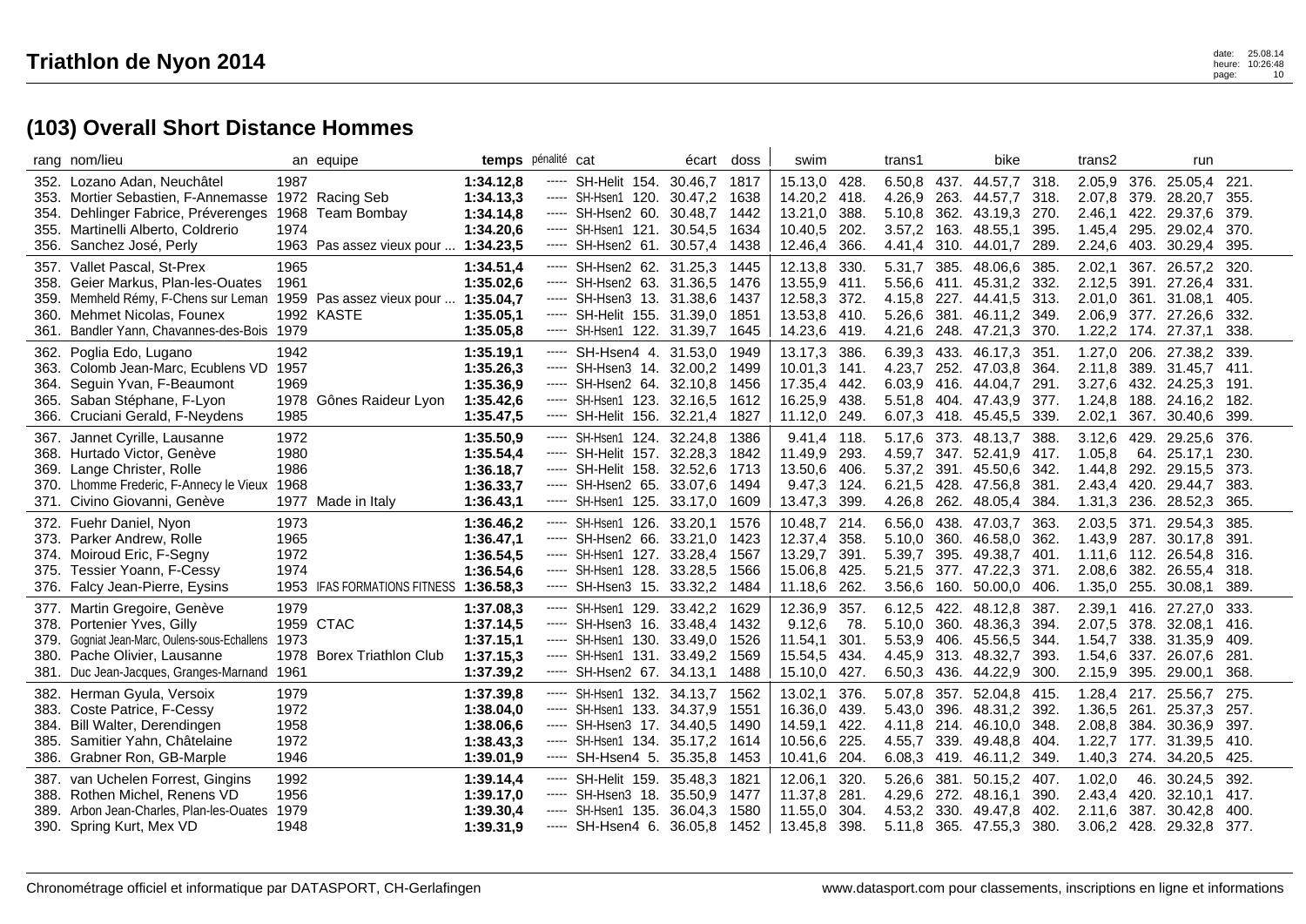## Triathlon de Nyon 2014

## (103) Overall Short Distance Hommes

| rang | nom/lieu | an | equipe | temps | pénalité | cat | | écart | doss | swim | | trans1 | | bike | | trans2 | | run | |
|---|---|---|---|---|---|---|---|---|---|---|---|---|---|---|---|---|---|---|---|
| 352. | Lozano Adan, Neuchâtel | 1987 | | **1:34.12,8** | ----- | SH-Helit | 154. | 30.46,7 | 1817 | 15.13,0 | 428. | 6.50,8 | 437. | 44.57,7 | 318. | 2.05,9 | 376. | 25.05,4 | 221. |
| 353. | Mortier Sebastien, F-Annemasse | 1972 | Racing Seb | **1:34.13,3** | ----- | SH-Hsen1 | 120. | 30.47,2 | 1638 | 14.20,2 | 418. | 4.26,9 | 263. | 44.57,7 | 318. | 2.07,8 | 379. | 28.20,7 | 355. |
| 354. | Dehlinger Fabrice, Préverenges | 1968 | Team Bombay | **1:34.14,8** | ----- | SH-Hsen2 | 60. | 30.48,7 | 1442 | 13.21,0 | 388. | 5.10,8 | 362. | 43.19,3 | 270. | 2.46,1 | 422. | 29.37,6 | 379. |
| 355. | Martinelli Alberto, Coldrerio | 1974 | | **1:34.20,6** | ----- | SH-Hsen1 | 121. | 30.54,5 | 1634 | 10.40,5 | 202. | 3.57,2 | 163. | 48.55,1 | 395. | 1.45,4 | 295. | 29.02,4 | 370. |
| 356. | Sanchez José, Perly | 1963 | Pas assez vieux pour ... | **1:34.23,5** | ----- | SH-Hsen2 | 61. | 30.57,4 | 1438 | 12.46,4 | 366. | 4.41,4 | 310. | 44.01,7 | 289. | 2.24,6 | 403. | 30.29,4 | 395. |
| 357. | Vallet Pascal, St-Prex | 1965 | | **1:34.51,4** | ----- | SH-Hsen2 | 62. | 31.25,3 | 1445 | 12.13,8 | 330. | 5.31,7 | 385. | 48.06,6 | 385. | 2.02,1 | 367. | 26.57,2 | 320. |
| 358. | Geier Markus, Plan-les-Ouates | 1961 | | **1:35.02,6** | ----- | SH-Hsen2 | 63. | 31.36,5 | 1476 | 13.55,9 | 411. | 5.56,6 | 411. | 45.31,2 | 332. | 2.12,5 | 391. | 27.26,4 | 331. |
| 359. | Memheld Rémy, F-Chens sur Leman | 1959 | Pas assez vieux pour ... | **1:35.04,7** | ----- | SH-Hsen3 | 13. | 31.38,6 | 1437 | 12.58,3 | 372. | 4.15,8 | 227. | 44.41,5 | 313. | 2.01,0 | 361. | 31.08,1 | 405. |
| 360. | Mehmet Nicolas, Founex | 1992 | KASTE | **1:35.05,1** | ----- | SH-Helit | 155. | 31.39,0 | 1851 | 13.53,8 | 410. | 5.26,6 | 381. | 46.11,2 | 349. | 2.06,9 | 377. | 27.26,6 | 332. |
| 361. | Bandler Yann, Chavannes-des-Bois | 1979 | | **1:35.05,8** | ----- | SH-Hsen1 | 122. | 31.39,7 | 1645 | 14.23,6 | 419. | 4.21,6 | 248. | 47.21,3 | 370. | 1.22,2 | 174. | 27.37,1 | 338. |
| 362. | Poglia Edo, Lugano | 1942 | | **1:35.19,1** | ----- | SH-Hsen4 | 4. | 31.53,0 | 1949 | 13.17,3 | 386. | 6.39,3 | 433. | 46.17,3 | 351. | 1.27,0 | 206. | 27.38,2 | 339. |
| 363. | Colomb Jean-Marc, Ecublens VD | 1957 | | **1:35.26,3** | ----- | SH-Hsen3 | 14. | 32.00,2 | 1499 | 10.01,3 | 141. | 4.23,7 | 252. | 47.03,8 | 364. | 2.11,8 | 389. | 31.45,7 | 411. |
| 364. | Seguin Yvan, F-Beaumont | 1969 | | **1:35.36,9** | ----- | SH-Hsen2 | 64. | 32.10,8 | 1456 | 17.35,4 | 442. | 6.03,9 | 416. | 44.04,7 | 291. | 3.27,6 | 432. | 24.25,3 | 191. |
| 365. | Saban Stéphane, F-Lyon | 1978 | Gônes Raideur Lyon | **1:35.42,6** | ----- | SH-Hsen1 | 123. | 32.16,5 | 1612 | 16.25,9 | 438. | 5.51,8 | 404. | 47.43,9 | 377. | 1.24,8 | 188. | 24.16,2 | 182. |
| 366. | Cruciani Gerald, F-Neydens | 1985 | | **1:35.47,5** | ----- | SH-Helit | 156. | 32.21,4 | 1827 | 11.12,0 | 249. | 6.07,3 | 418. | 45.45,5 | 339. | 2.02,1 | 367. | 30.40,6 | 399. |
| 367. | Jannet Cyrille, Lausanne | 1972 | | **1:35.50,9** | ----- | SH-Hsen1 | 124. | 32.24,8 | 1386 | 9.41,4 | 118. | 5.17,6 | 373. | 48.13,7 | 388. | 3.12,6 | 429. | 29.25,6 | 376. |
| 368. | Hurtado Victor, Genève | 1980 | | **1:35.54,4** | ----- | SH-Helit | 157. | 32.28,3 | 1842 | 11.49,9 | 293. | 4.59,7 | 347. | 52.41,9 | 417. | 1.05,8 | 64. | 25.17,1 | 230. |
| 369. | Lange Christer, Rolle | 1986 | | **1:36.18,7** | ----- | SH-Helit | 158. | 32.52,6 | 1713 | 13.50,6 | 406. | 5.37,2 | 391. | 45.50,6 | 342. | 1.44,8 | 292. | 29.15,5 | 373. |
| 370. | Lhomme Frederic, F-Annecy le Vieux | 1968 | | **1:36.33,7** | ----- | SH-Hsen2 | 65. | 33.07,6 | 1494 | 9.47,3 | 124. | 6.21,5 | 428. | 47.56,8 | 381. | 2.43,4 | 420. | 29.44,7 | 383. |
| 371. | Civino Giovanni, Genève | 1977 | Made in Italy | **1:36.43,1** | ----- | SH-Hsen1 | 125. | 33.17,0 | 1609 | 13.47,3 | 399. | 4.26,8 | 262. | 48.05,4 | 384. | 1.31,3 | 236. | 28.52,3 | 365. |
| 372. | Fuehr Daniel, Nyon | 1973 | | **1:36.46,2** | ----- | SH-Hsen1 | 126. | 33.20,1 | 1576 | 10.48,7 | 214. | 6.56,0 | 438. | 47.03,7 | 363. | 2.03,5 | 371. | 29.54,3 | 385. |
| 373. | Parker Andrew, Rolle | 1965 | | **1:36.47,1** | ----- | SH-Hsen2 | 66. | 33.21,0 | 1423 | 12.37,4 | 358. | 5.10,0 | 360. | 46.58,0 | 362. | 1.43,9 | 287. | 30.17,8 | 391. |
| 374. | Moiroud Eric, F-Segny | 1972 | | **1:36.54,5** | ----- | SH-Hsen1 | 127. | 33.28,4 | 1567 | 13.29,7 | 391. | 5.39,7 | 395. | 49.38,7 | 401. | 1.11,6 | 112. | 26.54,8 | 316. |
| 375. | Tessier Yoann, F-Cessy | 1974 | | **1:36.54,6** | ----- | SH-Hsen1 | 128. | 33.28,5 | 1566 | 15.06,8 | 425. | 5.21,5 | 377. | 47.22,3 | 371. | 2.08,6 | 382. | 26.55,4 | 318. |
| 376. | Falcy Jean-Pierre, Eysins | 1953 | IFAS FORMATIONS FITNESS | **1:36.58,3** | ----- | SH-Hsen3 | 15. | 33.32,2 | 1484 | 11.18,6 | 262. | 3.56,6 | 160. | 50.00,0 | 406. | 1.35,0 | 255. | 30.08,1 | 389. |
| 377. | Martin Gregoire, Genève | 1979 | | **1:37.08,3** | ----- | SH-Hsen1 | 129. | 33.42,2 | 1629 | 12.36,9 | 357. | 6.12,5 | 422. | 48.12,8 | 387. | 2.39,1 | 416. | 27.27,0 | 333. |
| 378. | Portenier Yves, Gilly | 1959 | CTAC | **1:37.14,5** | ----- | SH-Hsen3 | 16. | 33.48,4 | 1432 | 9.12,6 | 78. | 5.10,0 | 360. | 48.36,3 | 394. | 2.07,5 | 378. | 32.08,1 | 416. |
| 379. | Gogniat Jean-Marc, Oulens-sous-Echallens | 1973 | | **1:37.15,1** | ----- | SH-Hsen1 | 130. | 33.49,0 | 1526 | 11.54,1 | 301. | 5.53,9 | 406. | 45.56,5 | 344. | 1.54,7 | 338. | 31.35,9 | 409. |
| 380. | Pache Olivier, Lausanne | 1978 | Borex Triathlon Club | **1:37.15,3** | ----- | SH-Hsen1 | 131. | 33.49,2 | 1569 | 15.54,5 | 434. | 4.45,9 | 313. | 48.32,7 | 393. | 1.54,6 | 337. | 26.07,6 | 281. |
| 381. | Duc Jean-Jacques, Granges-Marnand | 1961 | | **1:37.39,2** | ----- | SH-Hsen2 | 67. | 34.13,1 | 1488 | 15.10,0 | 427. | 6.50,3 | 436. | 44.22,9 | 300. | 2.15,9 | 395. | 29.00,1 | 368. |
| 382. | Herman Gyula, Versoix | 1979 | | **1:37.39,8** | ----- | SH-Hsen1 | 132. | 34.13,7 | 1562 | 13.02,1 | 376. | 5.07,8 | 357. | 52.04,8 | 415. | 1.28,4 | 217. | 25.56,7 | 275. |
| 383. | Coste Patrice, F-Cessy | 1972 | | **1:38.04,0** | ----- | SH-Hsen1 | 133. | 34.37,9 | 1551 | 16.36,0 | 439. | 5.43,0 | 396. | 48.31,2 | 392. | 1.36,5 | 261. | 25.37,3 | 257. |
| 384. | Bill Walter, Derendingen | 1958 | | **1:38.06,6** | ----- | SH-Hsen3 | 17. | 34.40,5 | 1490 | 14.59,1 | 422. | 4.11,8 | 214. | 46.10,0 | 348. | 2.08,8 | 384. | 30.36,9 | 397. |
| 385. | Samitier Yahn, Châtelaine | 1972 | | **1:38.43,3** | ----- | SH-Hsen1 | 134. | 35.17,2 | 1614 | 10.56,6 | 225. | 4.55,7 | 339. | 49.48,8 | 404. | 1.22,7 | 177. | 31.39,5 | 410. |
| 386. | Grabner Ron, GB-Marple | 1946 | | **1:39.01,9** | ----- | SH-Hsen4 | 5. | 35.35,8 | 1453 | 10.41,6 | 204. | 6.08,3 | 419. | 46.11,2 | 349. | 1.40,3 | 274. | 34.20,5 | 425. |
| 387. | van Uchelen Forrest, Gingins | 1992 | | **1:39.14,4** | ----- | SH-Helit | 159. | 35.48,3 | 1821 | 12.06,1 | 320. | 5.26,6 | 381. | 50.15,2 | 407. | 1.02,0 | 46. | 30.24,5 | 392. |
| 388. | Rothen Michel, Renens VD | 1956 | | **1:39.17,0** | ----- | SH-Hsen3 | 18. | 35.50,9 | 1477 | 11.37,8 | 281. | 4.29,6 | 272. | 48.16,1 | 390. | 2.43,4 | 420. | 32.10,1 | 417. |
| 389. | Arbon Jean-Charles, Plan-les-Ouates | 1979 | | **1:39.30,4** | ----- | SH-Hsen1 | 135. | 36.04,3 | 1580 | 11.55,0 | 304. | 4.53,2 | 330. | 49.47,8 | 402. | 2.11,6 | 387. | 30.42,8 | 400. |
| 390. | Spring Kurt, Mex VD | 1948 | | **1:39.31,9** | ----- | SH-Hsen4 | 6. | 36.05,8 | 1452 | 13.45,8 | 398. | 5.11,8 | 365. | 47.55,3 | 380. | 3.06,2 | 428. | 29.32,8 | 377. |

Chronométrage officiel et informatique par DATASPORT, CH-Gerlafingen    www.datasport.com pour classements, inscriptions en ligne et informations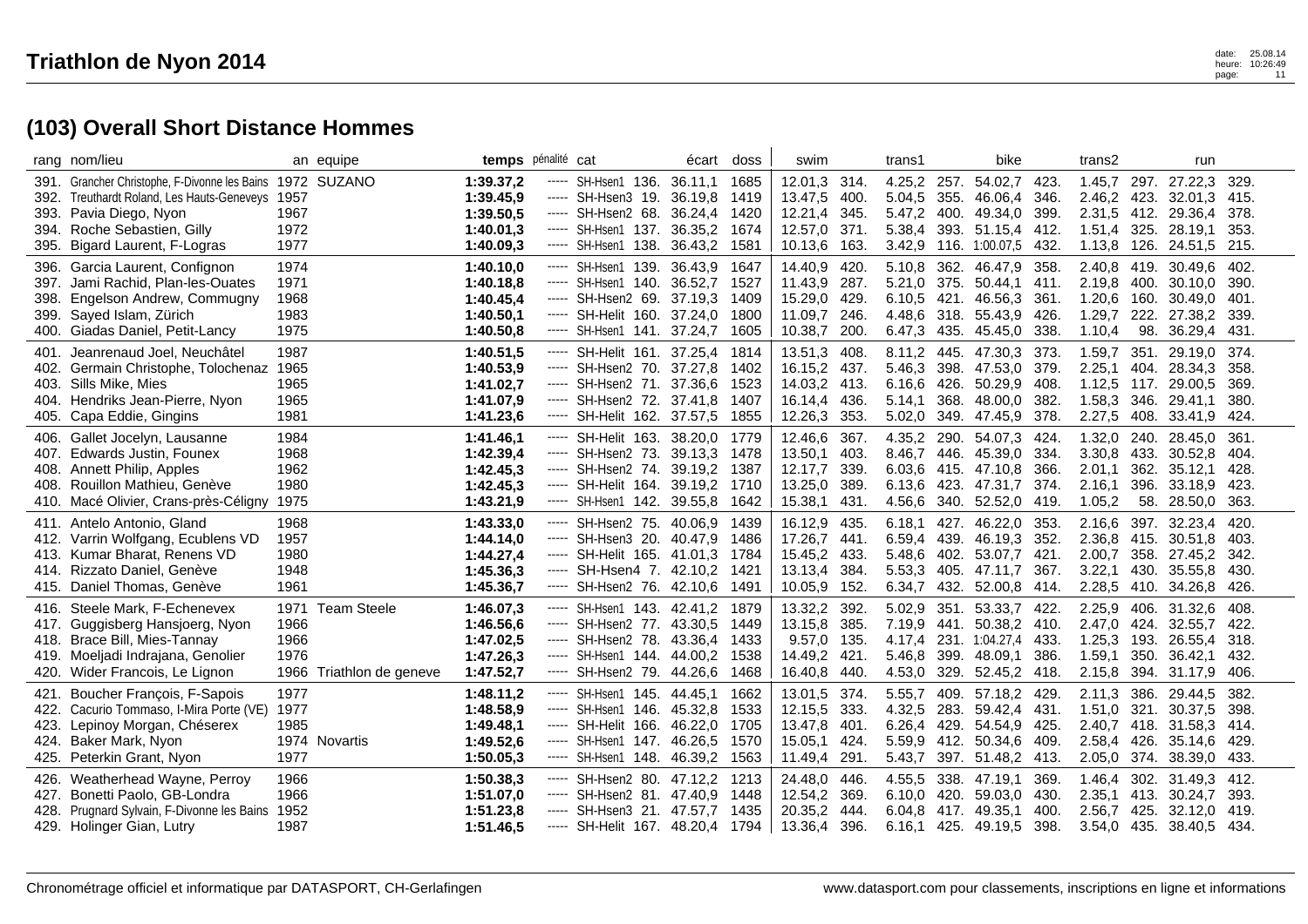# Triathlon de Nyon 2014

## (103) Overall Short Distance Hommes

| rang | nom/lieu | an | equipe | temps | pénalité | cat | écart | doss | swim | | trans1 | | bike | | trans2 | | run | |
|---|---|---|---|---|---|---|---|---|---|---|---|---|---|---|---|---|---|---|
| 391. | Grancher Christophe, F-Divonne les Bains | 1972 | SUZANO | **1:39.37,2** | ----- | SH-Hsen1 136. | 36.11,1 | 1685 | 12.01,3 | 314. | 4.25,2 | 257. | 54.02,7 | 423. | 1.45,7 | 297. | 27.22,3 | 329. |
| 392. | Treuthardt Roland, Les Hauts-Geneveys | 1957 | | **1:39.45,9** | ----- | SH-Hsen3 19. | 36.19,8 | 1419 | 13.47,5 | 400. | 5.04,5 | 355. | 46.06,4 | 346. | 2.46,2 | 423. | 32.01,3 | 415. |
| 393. | Pavia Diego, Nyon | 1967 | | **1:39.50,5** | ----- | SH-Hsen2 68. | 36.24,4 | 1420 | 12.21,4 | 345. | 5.47,2 | 400. | 49.34,0 | 399. | 2.31,5 | 412. | 29.36,4 | 378. |
| 394. | Roche Sebastien, Gilly | 1972 | | **1:40.01,3** | ----- | SH-Hsen1 137. | 36.35,2 | 1674 | 12.57,0 | 371. | 5.38,4 | 393. | 51.15,4 | 412. | 1.51,4 | 325. | 28.19,1 | 353. |
| 395. | Bigard Laurent, F-Logras | 1977 | | **1:40.09,3** | ----- | SH-Hsen1 138. | 36.43,2 | 1581 | 10.13,6 | 163. | 3.42,9 | 116. | 1:00.07,5 | 432. | 1.13,8 | 126. | 24.51,5 | 215. |
| 396. | Garcia Laurent, Confignon | 1974 | | **1:40.10,0** | ----- | SH-Hsen1 139. | 36.43,9 | 1647 | 14.40,9 | 420. | 5.10,8 | 362. | 46.47,9 | 358. | 2.40,8 | 419. | 30.49,6 | 402. |
| 397. | Jami Rachid, Plan-les-Ouates | 1971 | | **1:40.18,8** | ----- | SH-Hsen1 140. | 36.52,7 | 1527 | 11.43,9 | 287. | 5.21,0 | 375. | 50.44,1 | 411. | 2.19,8 | 400. | 30.10,0 | 390. |
| 398. | Engelson Andrew, Commugny | 1968 | | **1:40.45,4** | ----- | SH-Hsen2 69. | 37.19,3 | 1409 | 15.29,0 | 429. | 6.10,5 | 421. | 46.56,3 | 361. | 1.20,6 | 160. | 30.49,0 | 401. |
| 399. | Sayed Islam, Zürich | 1983 | | **1:40.50,1** | ----- | SH-Helit 160. | 37.24,0 | 1800 | 11.09,7 | 246. | 4.48,6 | 318. | 55.43,9 | 426. | 1.29,7 | 222. | 27.38,2 | 339. |
| 400. | Giadas Daniel, Petit-Lancy | 1975 | | **1:40.50,8** | ----- | SH-Hsen1 141. | 37.24,7 | 1605 | 10.38,7 | 200. | 6.47,3 | 435. | 45.45,0 | 338. | 1.10,4 | 98. | 36.29,4 | 431. |
| 401. | Jeanrenaud Joel, Neuchâtel | 1987 | | **1:40.51,5** | ----- | SH-Helit 161. | 37.25,4 | 1814 | 13.51,3 | 408. | 8.11,2 | 445. | 47.30,3 | 373. | 1.59,7 | 351. | 29.19,0 | 374. |
| 402. | Germain Christophe, Tolochenaz | 1965 | | **1:40.53,9** | ----- | SH-Hsen2 70. | 37.27,8 | 1402 | 16.15,2 | 437. | 5.46,3 | 398. | 47.53,0 | 379. | 2.25,1 | 404. | 28.34,3 | 358. |
| 403. | Sills Mike, Mies | 1965 | | **1:41.02,7** | ----- | SH-Hsen2 71. | 37.36,6 | 1523 | 14.03,2 | 413. | 6.16,6 | 426. | 50.29,9 | 408. | 1.12,5 | 117. | 29.00,5 | 369. |
| 404. | Hendriks Jean-Pierre, Nyon | 1965 | | **1:41.07,9** | ----- | SH-Hsen2 72. | 37.41,8 | 1407 | 16.14,4 | 436. | 5.14,1 | 368. | 48.00,0 | 382. | 1.58,3 | 346. | 29.41,1 | 380. |
| 405. | Capa Eddie, Gingins | 1981 | | **1:41.23,6** | ----- | SH-Helit 162. | 37.57,5 | 1855 | 12.26,3 | 353. | 5.02,0 | 349. | 47.45,9 | 378. | 2.27,5 | 408. | 33.41,9 | 424. |
| 406. | Gallet Jocelyn, Lausanne | 1984 | | **1:41.46,1** | ----- | SH-Helit 163. | 38.20,0 | 1779 | 12.46,6 | 367. | 4.35,2 | 290. | 54.07,3 | 424. | 1.32,0 | 240. | 28.45,0 | 361. |
| 407. | Edwards Justin, Founex | 1968 | | **1:42.39,4** | ----- | SH-Hsen2 73. | 39.13,3 | 1478 | 13.50,1 | 403. | 8.46,7 | 446. | 45.39,0 | 334. | 3.30,8 | 433. | 30.52,8 | 404. |
| 408. | Annett Philip, Apples | 1962 | | **1:42.45,3** | ----- | SH-Hsen2 74. | 39.19,2 | 1387 | 12.17,7 | 339. | 6.03,6 | 415. | 47.10,8 | 366. | 2.01,1 | 362. | 35.12,1 | 428. |
| 408. | Rouillon Mathieu, Genève | 1980 | | **1:42.45,3** | ----- | SH-Helit 164. | 39.19,2 | 1710 | 13.25,0 | 389. | 6.13,6 | 423. | 47.31,7 | 374. | 2.16,1 | 396. | 33.18,9 | 423. |
| 410. | Macé Olivier, Crans-près-Céligny | 1975 | | **1:43.21,9** | ----- | SH-Hsen1 142. | 39.55,8 | 1642 | 15.38,1 | 431. | 4.56,6 | 340. | 52.52,0 | 419. | 1.05,2 | 58. | 28.50,0 | 363. |
| 411. | Antelo Antonio, Gland | 1968 | | **1:43.33,0** | ----- | SH-Hsen2 75. | 40.06,9 | 1439 | 16.12,9 | 435. | 6.18,1 | 427. | 46.22,0 | 353. | 2.16,6 | 397. | 32.23,4 | 420. |
| 412. | Varrin Wolfgang, Ecublens VD | 1957 | | **1:44.14,0** | ----- | SH-Hsen3 20. | 40.47,9 | 1486 | 17.26,7 | 441. | 6.59,4 | 439. | 46.19,3 | 352. | 2.36,8 | 415. | 30.51,8 | 403. |
| 413. | Kumar Bharat, Renens VD | 1980 | | **1:44.27,4** | ----- | SH-Helit 165. | 41.01,3 | 1784 | 15.45,2 | 433. | 5.48,6 | 402. | 53.07,7 | 421. | 2.00,7 | 358. | 27.45,2 | 342. |
| 414. | Rizzato Daniel, Genève | 1948 | | **1:45.36,3** | ----- | SH-Hsen4 7. | 42.10,2 | 1421 | 13.13,4 | 384. | 5.53,3 | 405. | 47.11,7 | 367. | 3.22,1 | 430. | 35.55,8 | 430. |
| 415. | Daniel Thomas, Genève | 1961 | | **1:45.36,7** | ----- | SH-Hsen2 76. | 42.10,6 | 1491 | 10.05,9 | 152. | 6.34,7 | 432. | 52.00,8 | 414. | 2.28,5 | 410. | 34.26,8 | 426. |
| 416. | Steele Mark, F-Echenevex | 1971 | Team Steele | **1:46.07,3** | ----- | SH-Hsen1 143. | 42.41,2 | 1879 | 13.32,2 | 392. | 5.02,9 | 351. | 53.33,7 | 422. | 2.25,9 | 406. | 31.32,6 | 408. |
| 417. | Guggisberg Hansjoerg, Nyon | 1966 | | **1:46.56,6** | ----- | SH-Hsen2 77. | 43.30,5 | 1449 | 13.15,8 | 385. | 7.19,9 | 441. | 50.38,2 | 410. | 2.47,0 | 424. | 32.55,7 | 422. |
| 418. | Brace Bill, Mies-Tannay | 1966 | | **1:47.02,5** | ----- | SH-Hsen2 78. | 43.36,4 | 1433 | 9.57,0 | 135. | 4.17,4 | 231. | 1:04.27,4 | 433. | 1.25,3 | 193. | 26.55,4 | 318. |
| 419. | Moeljadi Indrajana, Genolier | 1976 | | **1:47.26,3** | ----- | SH-Hsen1 144. | 44.00,2 | 1538 | 14.49,2 | 421. | 5.46,8 | 399. | 48.09,1 | 386. | 1.59,1 | 350. | 36.42,1 | 432. |
| 420. | Wider Francois, Le Lignon | 1966 | Triathlon de geneve | **1:47.52,7** | ----- | SH-Hsen2 79. | 44.26,6 | 1468 | 16.40,8 | 440. | 4.53,0 | 329. | 52.45,2 | 418. | 2.15,8 | 394. | 31.17,9 | 406. |
| 421. | Boucher François, F-Sapois | 1977 | | **1:48.11,2** | ----- | SH-Hsen1 145. | 44.45,1 | 1662 | 13.01,5 | 374. | 5.55,7 | 409. | 57.18,2 | 429. | 2.11,3 | 386. | 29.44,5 | 382. |
| 422. | Cacurio Tommaso, I-Mira Porte (VE) | 1977 | | **1:48.58,9** | ----- | SH-Hsen1 146. | 45.32,8 | 1533 | 12.15,5 | 333. | 4.32,5 | 283. | 59.42,4 | 431. | 1.51,0 | 321. | 30.37,5 | 398. |
| 423. | Lepinoy Morgan, Chéserex | 1985 | | **1:49.48,1** | ----- | SH-Helit 166. | 46.22,0 | 1705 | 13.47,8 | 401. | 6.26,4 | 429. | 54.54,9 | 425. | 2.40,7 | 418. | 31.58,3 | 414. |
| 424. | Baker Mark, Nyon | 1974 | Novartis | **1:49.52,6** | ----- | SH-Hsen1 147. | 46.26,5 | 1570 | 15.05,1 | 424. | 5.59,9 | 412. | 50.34,6 | 409. | 2.58,4 | 426. | 35.14,6 | 429. |
| 425. | Peterkin Grant, Nyon | 1977 | | **1:50.05,3** | ----- | SH-Hsen1 148. | 46.39,2 | 1563 | 11.49,4 | 291. | 5.43,7 | 397. | 51.48,2 | 413. | 2.05,0 | 374. | 38.39,0 | 433. |
| 426. | Weatherhead Wayne, Perroy | 1966 | | **1:50.38,3** | ----- | SH-Hsen2 80. | 47.12,2 | 1213 | 24.48,0 | 446. | 4.55,5 | 338. | 47.19,1 | 369. | 1.46,4 | 302. | 31.49,3 | 412. |
| 427. | Bonetti Paolo, GB-Londra | 1966 | | **1:51.07,0** | ----- | SH-Hsen2 81. | 47.40,9 | 1448 | 12.54,2 | 369. | 6.10,0 | 420. | 59.03,0 | 430. | 2.35,1 | 413. | 30.24,7 | 393. |
| 428. | Prugnard Sylvain, F-Divonne les Bains | 1952 | | **1:51.23,8** | ----- | SH-Hsen3 21. | 47.57,7 | 1435 | 20.35,8 | 444. | 6.04,8 | 417. | 49.35,1 | 400. | 2.56,7 | 425. | 32.12,0 | 419. |
| 429. | Holinger Gian, Lutry | 1987 | | **1:51.46,5** | ----- | SH-Helit 167. | 48.20,4 | 1794 | 13.36,4 | 396. | 6.16,1 | 425. | 49.19,5 | 398. | 3.54,0 | 435. | 38.40,5 | 434. |

Chronométrage officiel et informatique par DATASPORT, CH-Gerlafingen

www.datasport.com pour classements, inscriptions en ligne et informations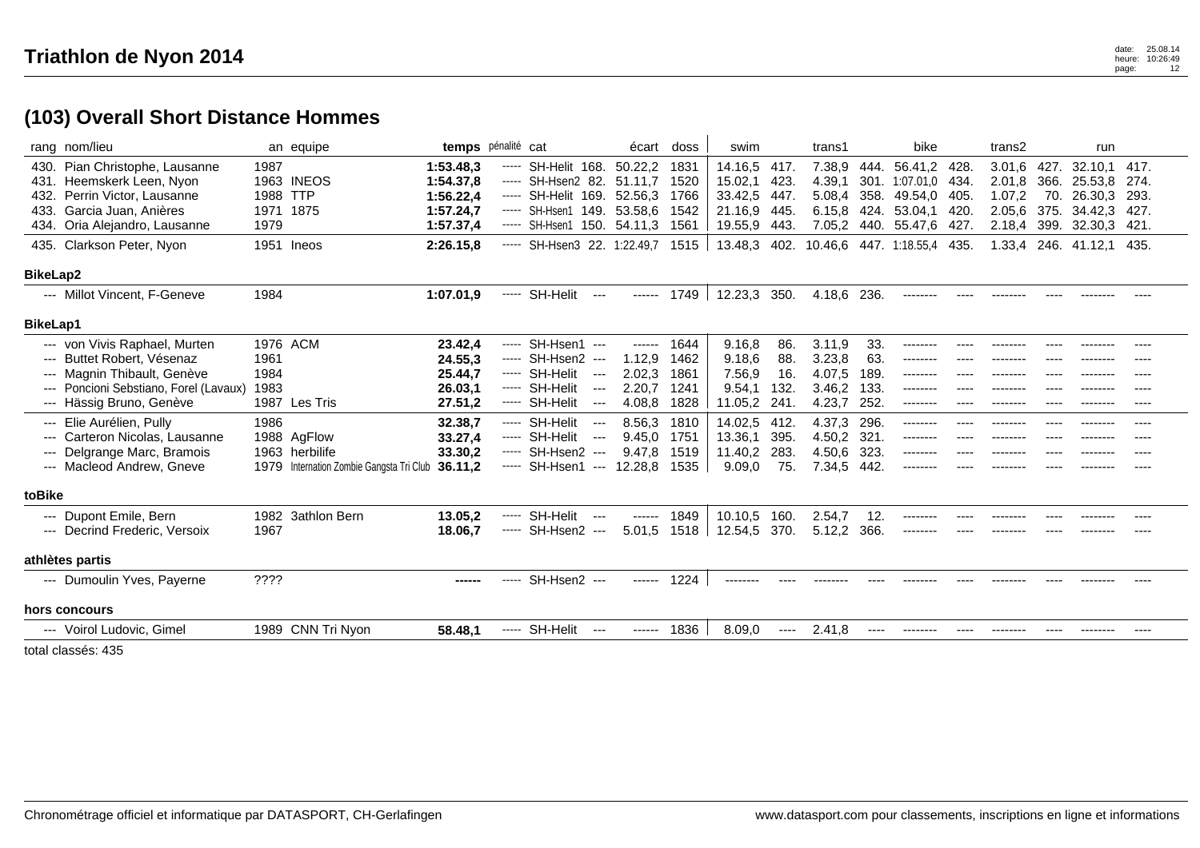# Triathlon de Nyon 2014

date: 25.08.14
heure: 10:26:49

## (103) Overall Short Distance Hommes

| rang | nom/lieu | an | equipe | temps | pénalité | cat | | écart | doss | swim | | trans1 | | bike | | trans2 | | run | |
|---|---|---|---|---|---|---|---|---|---|---|---|---|---|---|---|---|---|---|---|
| 430. | Pian Christophe, Lausanne | 1987 | | **1:53.48,3** | ----- | SH-Helit | 168. | 50.22,2 | 1831 | 14.16,5 | 417. | 7.38,9 | 444. | 56.41,2 | 428. | 3.01,6 | 427. | 32.10,1 | 417. |
| 431. | Heemskerk Leen, Nyon | 1963 | INEOS | **1:54.37,8** | ----- | SH-Hsen2 | 82. | 51.11,7 | 1520 | 15.02,1 | 423. | 4.39,1 | 301. | 1:07.01,0 | 434. | 2.01,8 | 366. | 25.53,8 | 274. |
| 432. | Perrin Victor, Lausanne | 1988 | TTP | **1:56.22,4** | ----- | SH-Helit | 169. | 52.56,3 | 1766 | 33.42,5 | 447. | 5.08,4 | 358. | 49.54,0 | 405. | 1.07,2 | 70. | 26.30,3 | 293. |
| 433. | Garcia Juan, Anières | 1971 | 1875 | **1:57.24,7** | ----- | SH-Hsen1 | 149. | 53.58,6 | 1542 | 21.16,9 | 445. | 6.15,8 | 424. | 53.04,1 | 420. | 2.05,6 | 375. | 34.42,3 | 427. |
| 434. | Oria Alejandro, Lausanne | 1979 | | **1:57.37,4** | ----- | SH-Hsen1 | 150. | 54.11,3 | 1561 | 19.55,9 | 443. | 7.05,2 | 440. | 55.47,6 | 427. | 2.18,4 | 399. | 32.30,3 | 421. |
| 435. | Clarkson Peter, Nyon | 1951 | Ineos | **2:26.15,8** | ----- | SH-Hsen3 | 22. | 1:22.49,7 | 1515 | 13.48,3 | 402. | 10.46,6 | 447. | 1:18.55,4 | 435. | 1.33,4 | 246. | 41.12,1 | 435. |
| **BikeLap2** | | | | | | | | | | | | | | | | | | | |
| --- | Millot Vincent, F-Geneve | 1984 | | **1:07.01,9** | ----- | SH-Helit | --- | ------ | 1749 | 12.23,3 | 350. | 4.18,6 | 236. | -------- | ---- | -------- | ---- | -------- | ---- |
| **BikeLap1** | | | | | | | | | | | | | | | | | | | |
| --- | von Vivis Raphael, Murten | 1976 | ACM | **23.42,4** | ----- | SH-Hsen1 | --- | ------ | 1644 | 9.16,8 | 86. | 3.11,9 | 33. | -------- | ---- | -------- | ---- | -------- | ---- |
| --- | Buttet Robert, Vésenaz | 1961 | | **24.55,3** | ----- | SH-Hsen2 | --- | 1.12,9 | 1462 | 9.18,6 | 88. | 3.23,8 | 63. | -------- | ---- | -------- | ---- | -------- | ---- |
| --- | Magnin Thibault, Genève | 1984 | | **25.44,7** | ----- | SH-Helit | --- | 2.02,3 | 1861 | 7.56,9 | 16. | 4.07,5 | 189. | -------- | ---- | -------- | ---- | -------- | ---- |
| --- | Poncioni Sebstiano, Forel (Lavaux) | 1983 | | **26.03,1** | ----- | SH-Helit | --- | 2.20,7 | 1241 | 9.54,1 | 132. | 3.46,2 | 133. | -------- | ---- | -------- | ---- | -------- | ---- |
| --- | Hässig Bruno, Genève | 1987 | Les Tris | **27.51,2** | ----- | SH-Helit | --- | 4.08,8 | 1828 | 11.05,2 | 241. | 4.23,7 | 252. | -------- | ---- | -------- | ---- | -------- | ---- |
| --- | Elie Aurélien, Pully | 1986 | | **32.38,7** | ----- | SH-Helit | --- | 8.56,3 | 1810 | 14.02,5 | 412. | 4.37,3 | 296. | -------- | ---- | -------- | ---- | -------- | ---- |
| --- | Carteron Nicolas, Lausanne | 1988 | AgFlow | **33.27,4** | ----- | SH-Helit | --- | 9.45,0 | 1751 | 13.36,1 | 395. | 4.50,2 | 321. | -------- | ---- | -------- | ---- | -------- | ---- |
| --- | Delgrange Marc, Bramois | 1963 | herbilife | **33.30,2** | ----- | SH-Hsen2 | --- | 9.47,8 | 1519 | 11.40,2 | 283. | 4.50,6 | 323. | -------- | ---- | -------- | ---- | -------- | ---- |
| --- | Macleod Andrew, Gneve | 1979 | Internation Zombie Gangsta Tri Club | **36.11,2** | ----- | SH-Hsen1 | --- | 12.28,8 | 1535 | 9.09,0 | 75. | 7.34,5 | 442. | -------- | ---- | -------- | ---- | -------- | ---- |
| **toBike** | | | | | | | | | | | | | | | | | | | |
| --- | Dupont Emile, Bern | 1982 | 3athlon Bern | **13.05,2** | ----- | SH-Helit | --- | ------ | 1849 | 10.10,5 | 160. | 2.54,7 | 12. | -------- | ---- | -------- | ---- | -------- | ---- |
| --- | Decrind Frederic, Versoix | 1967 | | **18.06,7** | ----- | SH-Hsen2 | --- | 5.01,5 | 1518 | 12.54,5 | 370. | 5.12,2 | 366. | -------- | ---- | -------- | ---- | -------- | ---- |
| **athlètes partis** | | | | | | | | | | | | | | | | | | | |
| --- | Dumoulin Yves, Payerne | ???? | | **------** | ----- | SH-Hsen2 | --- | ------ | 1224 | -------- | ---- | -------- | ---- | -------- | ---- | -------- | ---- | -------- | ---- |
| **hors concours** | | | | | | | | | | | | | | | | | | | |
| --- | Voirol Ludovic, Gimel | 1989 | CNN Tri Nyon | **58.48,1** | ----- | SH-Helit | --- | ------ | 1836 | 8.09,0 | ---- | 2.41,8 | ---- | -------- | ---- | -------- | ---- | -------- | ---- |

total classés: 435

Chronométrage officiel et informatique par DATASPORT, CH-Gerlafingen

www.datasport.com pour classements, inscriptions en ligne et informations